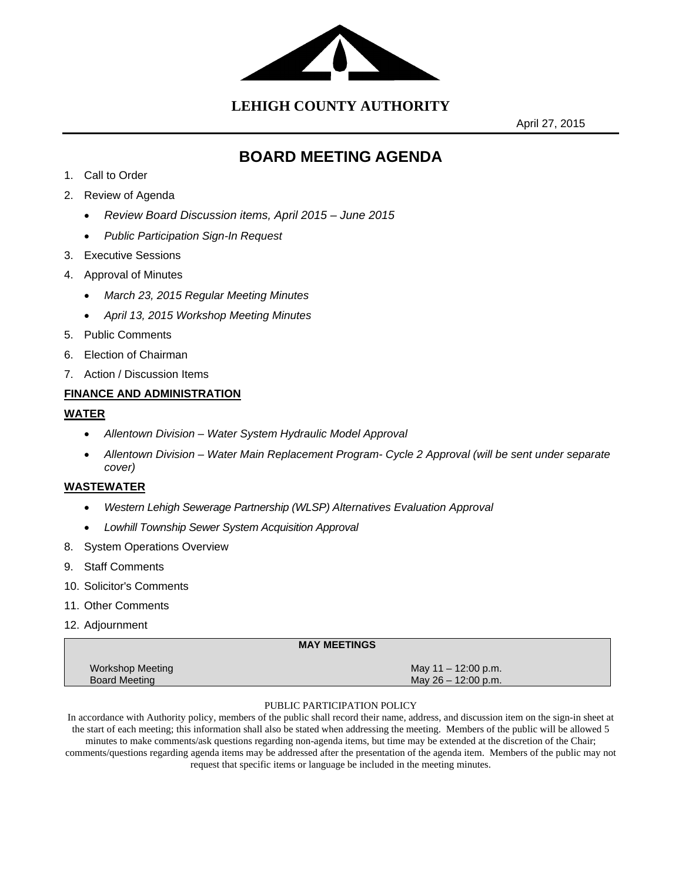# LEHIGH COUNTY AUTHORITY

April 27, 2015

## BOARD MEETING AGENDA

1. Call to Order
2. Review of Agenda
   - *Review Board Discussion items, April 2015 – June 2015*
   - *Public Participation Sign-In Request*
3. Executive Sessions
4. Approval of Minutes
   - *March 23, 2015 Regular Meeting Minutes*
   - *April 13, 2015 Workshop Meeting Minutes*
5. Public Comments
6. Election of Chairman
7. Action / Discussion Items

**FINANCE AND ADMINISTRATION**

**WATER**

- *Allentown Division – Water System Hydraulic Model Approval*
- *Allentown Division – Water Main Replacement Program- Cycle 2 Approval (will be sent under separate cover)*

**WASTEWATER**

- *Western Lehigh Sewerage Partnership (WLSP) Alternatives Evaluation Approval*
- *Lowhill Township Sewer System Acquisition Approval*

8. System Operations Overview
9. Staff Comments
10. Solicitor's Comments
11. Other Comments
12. Adjournment

| MAY MEETINGS | |
|---|---|
| Workshop Meeting | May 11 – 12:00 p.m. |
| Board Meeting | May 26 – 12:00 p.m. |

PUBLIC PARTICIPATION POLICY

In accordance with Authority policy, members of the public shall record their name, address, and discussion item on the sign-in sheet at the start of each meeting; this information shall also be stated when addressing the meeting. Members of the public will be allowed 5 minutes to make comments/ask questions regarding non-agenda items, but time may be extended at the discretion of the Chair; comments/questions regarding agenda items may be addressed after the presentation of the agenda item. Members of the public may not request that specific items or language be included in the meeting minutes.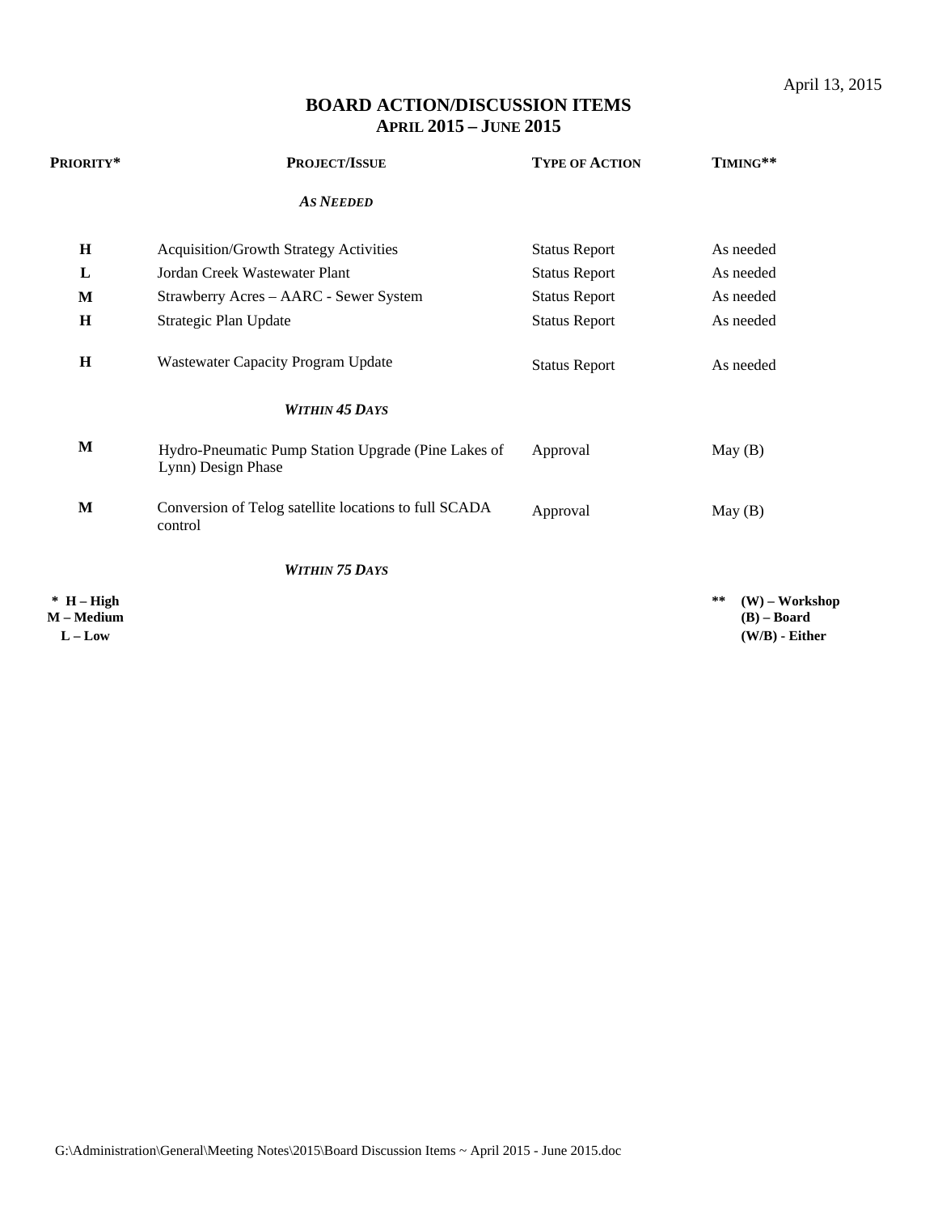April 13, 2015

# BOARD ACTION/DISCUSSION ITEMS
## APRIL 2015 – JUNE 2015

| PRIORITY* | PROJECT/ISSUE | TYPE OF ACTION | TIMING** |
|---|---|---|---|
| | ***AS NEEDED*** | | |
| **H** | Acquisition/Growth Strategy Activities | Status Report | As needed |
| **L** | Jordan Creek Wastewater Plant | Status Report | As needed |
| **M** | Strawberry Acres – AARC - Sewer System | Status Report | As needed |
| **H** | Strategic Plan Update | Status Report | As needed |
| **H** | Wastewater Capacity Program Update | Status Report | As needed |
| | ***WITHIN 45 DAYS*** | | |
| **M** | Hydro-Pneumatic Pump Station Upgrade (Pine Lakes of Lynn) Design Phase | Approval | May (B) |
| **M** | Conversion of Telog satellite locations to full SCADA control | Approval | May (B) |
| | ***WITHIN 75 DAYS*** | | |

**\* H – High**
**M – Medium**
**L – Low**

**\*\* (W) – Workshop**
**(B) – Board**
**(W/B) - Either**

G:\Administration\General\Meeting Notes\2015\Board Discussion Items ~ April 2015 - June 2015.doc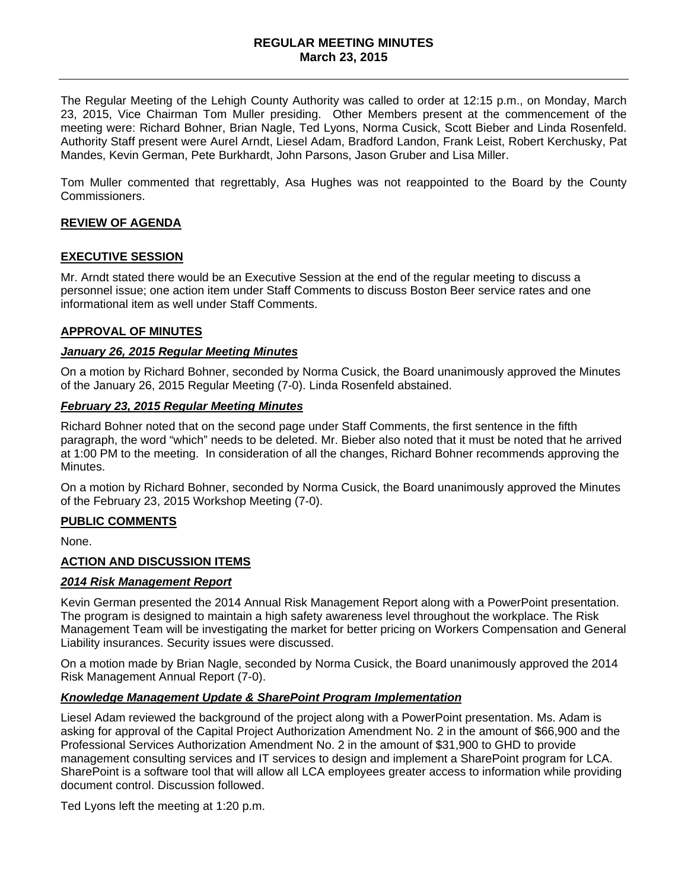# REGULAR MEETING MINUTES
## March 23, 2015

The Regular Meeting of the Lehigh County Authority was called to order at 12:15 p.m., on Monday, March 23, 2015, Vice Chairman Tom Muller presiding. Other Members present at the commencement of the meeting were: Richard Bohner, Brian Nagle, Ted Lyons, Norma Cusick, Scott Bieber and Linda Rosenfeld. Authority Staff present were Aurel Arndt, Liesel Adam, Bradford Landon, Frank Leist, Robert Kerchusky, Pat Mandes, Kevin German, Pete Burkhardt, John Parsons, Jason Gruber and Lisa Miller.

Tom Muller commented that regrettably, Asa Hughes was not reappointed to the Board by the County Commissioners.

### REVIEW OF AGENDA

### EXECUTIVE SESSION

Mr. Arndt stated there would be an Executive Session at the end of the regular meeting to discuss a personnel issue; one action item under Staff Comments to discuss Boston Beer service rates and one informational item as well under Staff Comments.

### APPROVAL OF MINUTES

#### *January 26, 2015 Regular Meeting Minutes*

On a motion by Richard Bohner, seconded by Norma Cusick, the Board unanimously approved the Minutes of the January 26, 2015 Regular Meeting (7-0). Linda Rosenfeld abstained.

#### *February 23, 2015 Regular Meeting Minutes*

Richard Bohner noted that on the second page under Staff Comments, the first sentence in the fifth paragraph, the word "which" needs to be deleted. Mr. Bieber also noted that it must be noted that he arrived at 1:00 PM to the meeting. In consideration of all the changes, Richard Bohner recommends approving the Minutes.

On a motion by Richard Bohner, seconded by Norma Cusick, the Board unanimously approved the Minutes of the February 23, 2015 Workshop Meeting (7-0).

### PUBLIC COMMENTS

None.

### ACTION AND DISCUSSION ITEMS

#### *2014 Risk Management Report*

Kevin German presented the 2014 Annual Risk Management Report along with a PowerPoint presentation. The program is designed to maintain a high safety awareness level throughout the workplace. The Risk Management Team will be investigating the market for better pricing on Workers Compensation and General Liability insurances. Security issues were discussed.

On a motion made by Brian Nagle, seconded by Norma Cusick, the Board unanimously approved the 2014 Risk Management Annual Report (7-0).

#### *Knowledge Management Update & SharePoint Program Implementation*

Liesel Adam reviewed the background of the project along with a PowerPoint presentation. Ms. Adam is asking for approval of the Capital Project Authorization Amendment No. 2 in the amount of $66,900 and the Professional Services Authorization Amendment No. 2 in the amount of $31,900 to GHD to provide management consulting services and IT services to design and implement a SharePoint program for LCA. SharePoint is a software tool that will allow all LCA employees greater access to information while providing document control. Discussion followed.

Ted Lyons left the meeting at 1:20 p.m.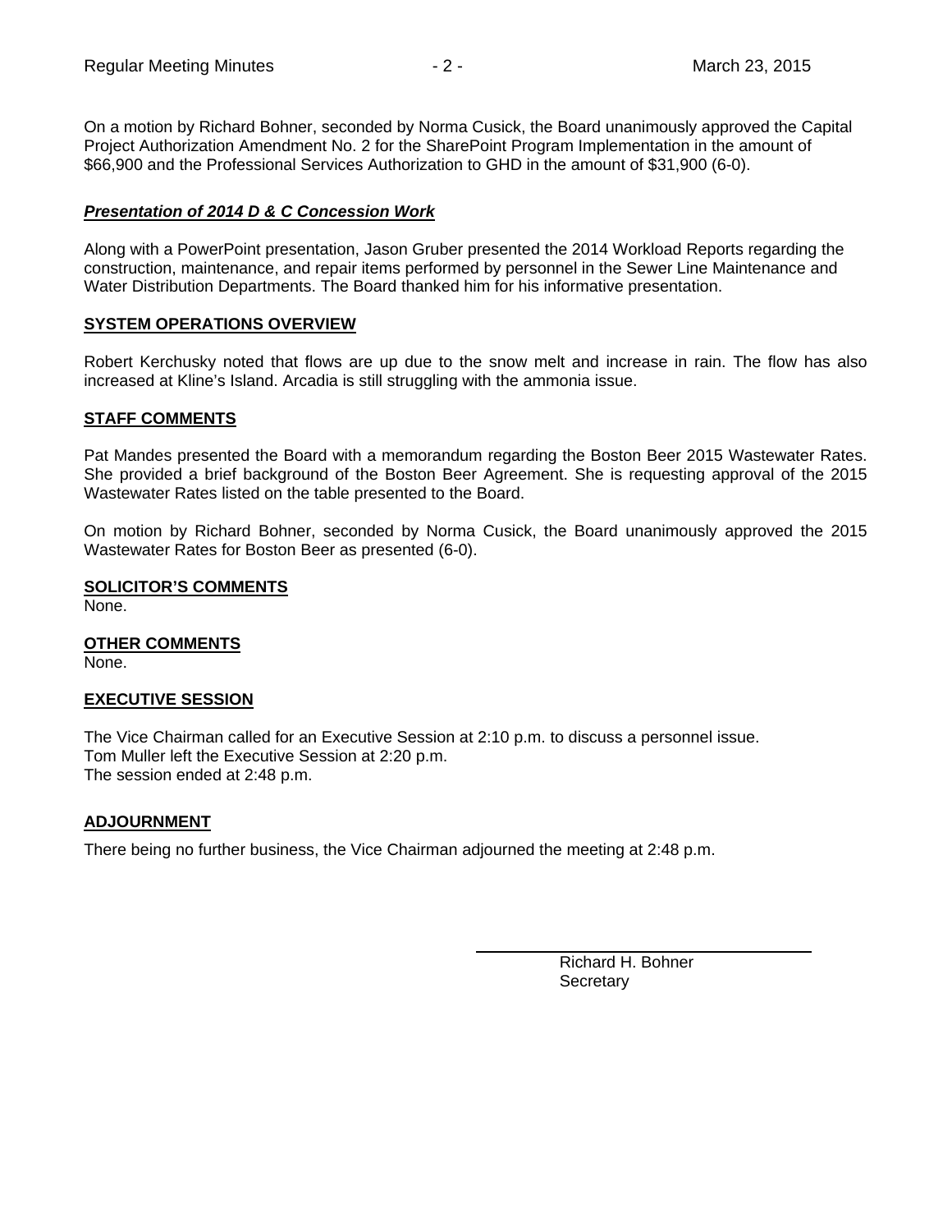On a motion by Richard Bohner, seconded by Norma Cusick, the Board unanimously approved the Capital Project Authorization Amendment No. 2 for the SharePoint Program Implementation in the amount of $66,900 and the Professional Services Authorization to GHD in the amount of $31,900 (6-0).

***Presentation of 2014 D & C Concession Work***

Along with a PowerPoint presentation, Jason Gruber presented the 2014 Workload Reports regarding the construction, maintenance, and repair items performed by personnel in the Sewer Line Maintenance and Water Distribution Departments. The Board thanked him for his informative presentation.

**SYSTEM OPERATIONS OVERVIEW**

Robert Kerchusky noted that flows are up due to the snow melt and increase in rain. The flow has also increased at Kline's Island. Arcadia is still struggling with the ammonia issue.

**STAFF COMMENTS**

Pat Mandes presented the Board with a memorandum regarding the Boston Beer 2015 Wastewater Rates. She provided a brief background of the Boston Beer Agreement. She is requesting approval of the 2015 Wastewater Rates listed on the table presented to the Board.

On motion by Richard Bohner, seconded by Norma Cusick, the Board unanimously approved the 2015 Wastewater Rates for Boston Beer as presented (6-0).

**SOLICITOR'S COMMENTS**

None.

**OTHER COMMENTS**

None.

**EXECUTIVE SESSION**

The Vice Chairman called for an Executive Session at 2:10 p.m. to discuss a personnel issue.
Tom Muller left the Executive Session at 2:20 p.m.
The session ended at 2:48 p.m.

**ADJOURNMENT**

There being no further business, the Vice Chairman adjourned the meeting at 2:48 p.m.

Richard H. Bohner
Secretary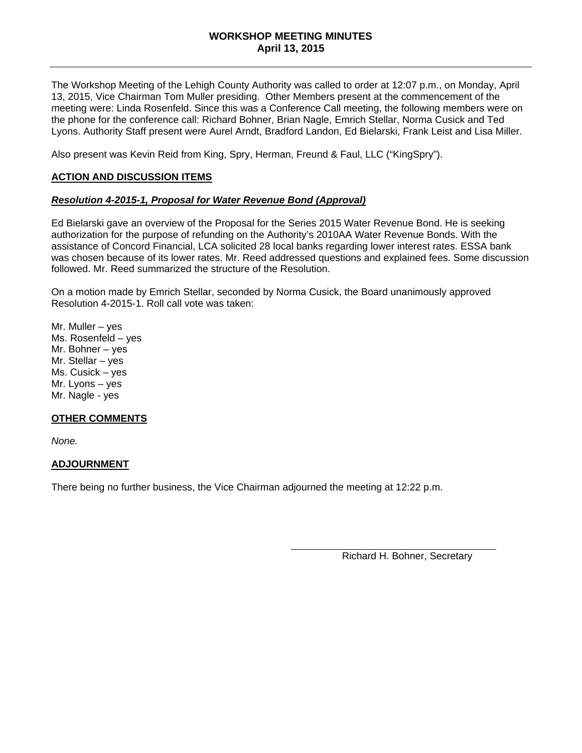**WORKSHOP MEETING MINUTES**
**April 13, 2015**

---

The Workshop Meeting of the Lehigh County Authority was called to order at 12:07 p.m., on Monday, April 13, 2015, Vice Chairman Tom Muller presiding. Other Members present at the commencement of the meeting were: Linda Rosenfeld. Since this was a Conference Call meeting, the following members were on the phone for the conference call: Richard Bohner, Brian Nagle, Emrich Stellar, Norma Cusick and Ted Lyons. Authority Staff present were Aurel Arndt, Bradford Landon, Ed Bielarski, Frank Leist and Lisa Miller.

Also present was Kevin Reid from King, Spry, Herman, Freund & Faul, LLC ("KingSpry").

**ACTION AND DISCUSSION ITEMS**

***Resolution 4-2015-1, Proposal for Water Revenue Bond (Approval)***

Ed Bielarski gave an overview of the Proposal for the Series 2015 Water Revenue Bond. He is seeking authorization for the purpose of refunding on the Authority's 2010AA Water Revenue Bonds. With the assistance of Concord Financial, LCA solicited 28 local banks regarding lower interest rates. ESSA bank was chosen because of its lower rates. Mr. Reed addressed questions and explained fees. Some discussion followed. Mr. Reed summarized the structure of the Resolution.

On a motion made by Emrich Stellar, seconded by Norma Cusick, the Board unanimously approved Resolution 4-2015-1. Roll call vote was taken:

Mr. Muller – yes
Ms. Rosenfeld – yes
Mr. Bohner – yes
Mr. Stellar – yes
Ms. Cusick – yes
Mr. Lyons – yes
Mr. Nagle - yes

**OTHER COMMENTS**

*None.*

**ADJOURNMENT**

There being no further business, the Vice Chairman adjourned the meeting at 12:22 p.m.

Richard H. Bohner, Secretary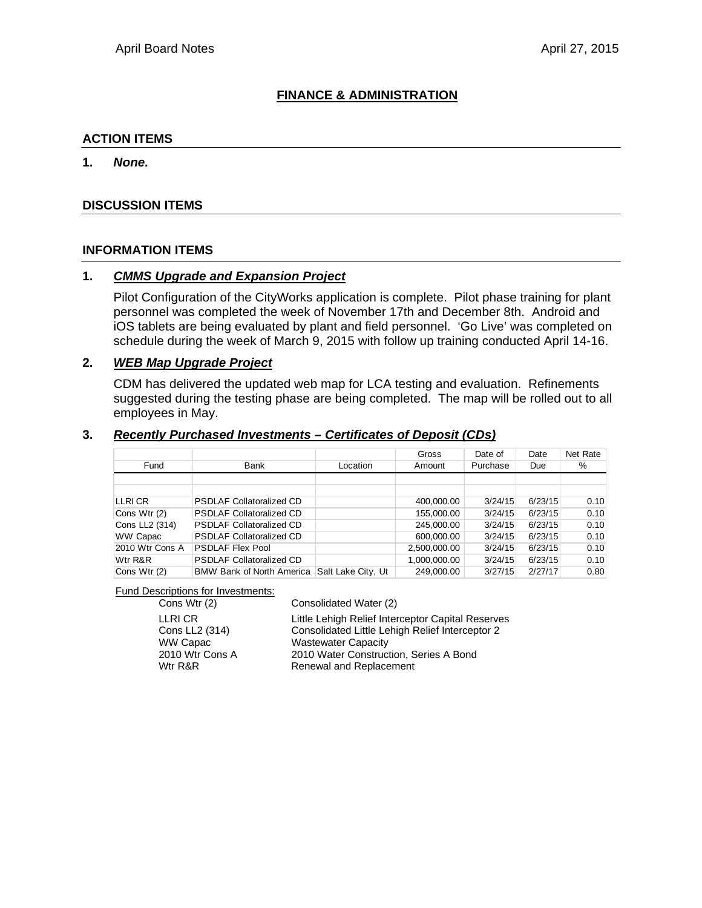## FINANCE & ADMINISTRATION

### ACTION ITEMS

1. ***None.***

### DISCUSSION ITEMS

### INFORMATION ITEMS

1. ***CMMS Upgrade and Expansion Project***

   Pilot Configuration of the CityWorks application is complete. Pilot phase training for plant personnel was completed the week of November 17th and December 8th. Android and iOS tablets are being evaluated by plant and field personnel. 'Go Live' was completed on schedule during the week of March 9, 2015 with follow up training conducted April 14-16.

2. ***WEB Map Upgrade Project***

   CDM has delivered the updated web map for LCA testing and evaluation. Refinements suggested during the testing phase are being completed. The map will be rolled out to all employees in May.

3. ***Recently Purchased Investments – Certificates of Deposit (CDs)***

| Fund | Bank | Location | Gross Amount | Date of Purchase | Date Due | Net Rate % |
|---|---|---|---|---|---|---|
| | | | | | | |
| | | | | | | |
| LLRI CR | PSDLAF Collatoralized CD | | 400,000.00 | 3/24/15 | 6/23/15 | 0.10 |
| Cons Wtr (2) | PSDLAF Collatoralized CD | | 155,000.00 | 3/24/15 | 6/23/15 | 0.10 |
| Cons LL2 (314) | PSDLAF Collatoralized CD | | 245,000.00 | 3/24/15 | 6/23/15 | 0.10 |
| WW Capac | PSDLAF Collatoralized CD | | 600,000.00 | 3/24/15 | 6/23/15 | 0.10 |
| 2010 Wtr Cons A | PSDLAF Flex Pool | | 2,500,000.00 | 3/24/15 | 6/23/15 | 0.10 |
| Wtr R&R | PSDLAF Collatoralized CD | | 1,000,000.00 | 3/24/15 | 6/23/15 | 0.10 |
| Cons Wtr (2) | BMW Bank of North America | Salt Lake City, Ut | 249,000.00 | 3/27/15 | 2/27/17 | 0.80 |

Fund Descriptions for Investments:

| | |
|---|---|
| Cons Wtr (2) | Consolidated Water (2) |
| LLRI CR | Little Lehigh Relief Interceptor Capital Reserves |
| Cons LL2 (314) | Consolidated Little Lehigh Relief Interceptor 2 |
| WW Capac | Wastewater Capacity |
| 2010 Wtr Cons A | 2010 Water Construction, Series A Bond |
| Wtr R&R | Renewal and Replacement |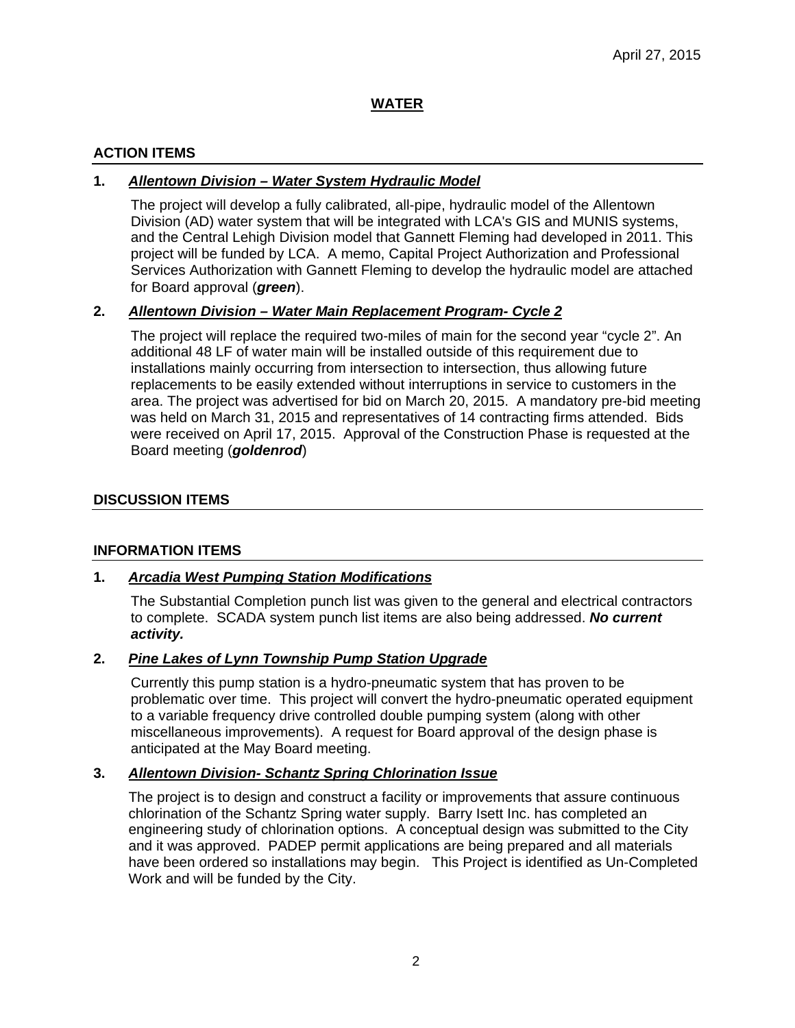April 27, 2015

# WATER

## ACTION ITEMS

**1. *Allentown Division – Water System Hydraulic Model***

The project will develop a fully calibrated, all-pipe, hydraulic model of the Allentown Division (AD) water system that will be integrated with LCA's GIS and MUNIS systems, and the Central Lehigh Division model that Gannett Fleming had developed in 2011. This project will be funded by LCA. A memo, Capital Project Authorization and Professional Services Authorization with Gannett Fleming to develop the hydraulic model are attached for Board approval (***green***).

**2. *Allentown Division – Water Main Replacement Program- Cycle 2***

The project will replace the required two-miles of main for the second year "cycle 2". An additional 48 LF of water main will be installed outside of this requirement due to installations mainly occurring from intersection to intersection, thus allowing future replacements to be easily extended without interruptions in service to customers in the area. The project was advertised for bid on March 20, 2015. A mandatory pre-bid meeting was held on March 31, 2015 and representatives of 14 contracting firms attended. Bids were received on April 17, 2015. Approval of the Construction Phase is requested at the Board meeting (***goldenrod***)

## DISCUSSION ITEMS

## INFORMATION ITEMS

**1. *Arcadia West Pumping Station Modifications***

The Substantial Completion punch list was given to the general and electrical contractors to complete. SCADA system punch list items are also being addressed. ***No current activity.***

**2. *Pine Lakes of Lynn Township Pump Station Upgrade***

Currently this pump station is a hydro-pneumatic system that has proven to be problematic over time. This project will convert the hydro-pneumatic operated equipment to a variable frequency drive controlled double pumping system (along with other miscellaneous improvements). A request for Board approval of the design phase is anticipated at the May Board meeting.

**3. *Allentown Division- Schantz Spring Chlorination Issue***

The project is to design and construct a facility or improvements that assure continuous chlorination of the Schantz Spring water supply. Barry Isett Inc. has completed an engineering study of chlorination options. A conceptual design was submitted to the City and it was approved. PADEP permit applications are being prepared and all materials have been ordered so installations may begin. This Project is identified as Un-Completed Work and will be funded by the City.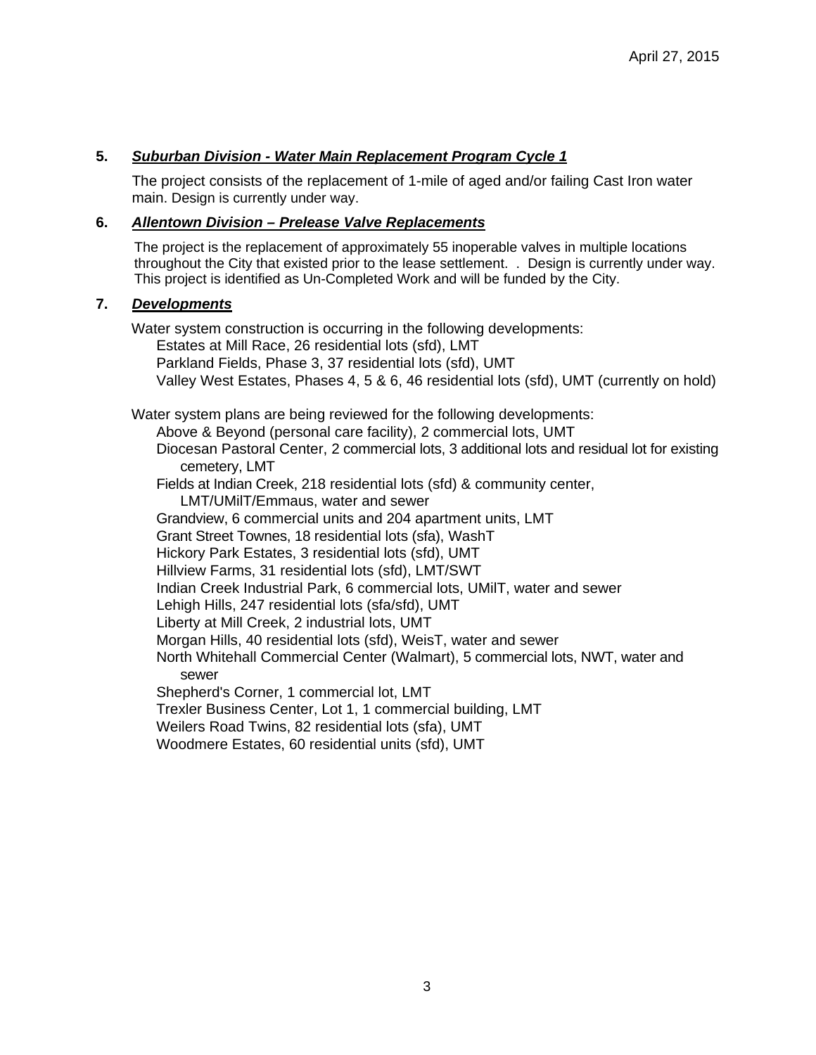April 27, 2015

**5. _Suburban Division - Water Main Replacement Program Cycle 1_**

The project consists of the replacement of 1-mile of aged and/or failing Cast Iron water main. Design is currently under way.

**6. _Allentown Division – Prelease Valve Replacements_**

The project is the replacement of approximately 55 inoperable valves in multiple locations throughout the City that existed prior to the lease settlement. . Design is currently under way. This project is identified as Un-Completed Work and will be funded by the City.

**7. _Developments_**

Water system construction is occurring in the following developments:

- Estates at Mill Race, 26 residential lots (sfd), LMT
- Parkland Fields, Phase 3, 37 residential lots (sfd), UMT
- Valley West Estates, Phases 4, 5 & 6, 46 residential lots (sfd), UMT (currently on hold)

Water system plans are being reviewed for the following developments:

- Above & Beyond (personal care facility), 2 commercial lots, UMT
- Diocesan Pastoral Center, 2 commercial lots, 3 additional lots and residual lot for existing cemetery, LMT
- Fields at Indian Creek, 218 residential lots (sfd) & community center, LMT/UMilT/Emmaus, water and sewer
- Grandview, 6 commercial units and 204 apartment units, LMT
- Grant Street Townes, 18 residential lots (sfa), WashT
- Hickory Park Estates, 3 residential lots (sfd), UMT
- Hillview Farms, 31 residential lots (sfd), LMT/SWT
- Indian Creek Industrial Park, 6 commercial lots, UMilT, water and sewer
- Lehigh Hills, 247 residential lots (sfa/sfd), UMT
- Liberty at Mill Creek, 2 industrial lots, UMT
- Morgan Hills, 40 residential lots (sfd), WeisT, water and sewer
- North Whitehall Commercial Center (Walmart), 5 commercial lots, NWT, water and sewer
- Shepherd's Corner, 1 commercial lot, LMT
- Trexler Business Center, Lot 1, 1 commercial building, LMT
- Weilers Road Twins, 82 residential lots (sfa), UMT
- Woodmere Estates, 60 residential units (sfd), UMT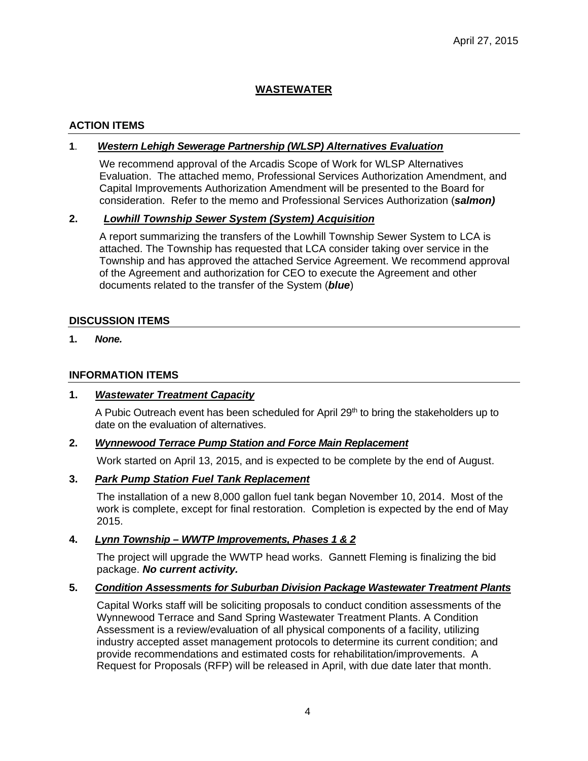April 27, 2015

# WASTEWATER

## ACTION ITEMS

**1**. ***Western Lehigh Sewerage Partnership (WLSP) Alternatives Evaluation***

We recommend approval of the Arcadis Scope of Work for WLSP Alternatives Evaluation. The attached memo, Professional Services Authorization Amendment, and Capital Improvements Authorization Amendment will be presented to the Board for consideration. Refer to the memo and Professional Services Authorization (***salmon)***

**2.** ***Lowhill Township Sewer System (System) Acquisition***

A report summarizing the transfers of the Lowhill Township Sewer System to LCA is attached. The Township has requested that LCA consider taking over service in the Township and has approved the attached Service Agreement. We recommend approval of the Agreement and authorization for CEO to execute the Agreement and other documents related to the transfer of the System (***blue***)

## DISCUSSION ITEMS

**1.** ***None.***

## INFORMATION ITEMS

**1.** ***Wastewater Treatment Capacity***

A Pubic Outreach event has been scheduled for April 29th to bring the stakeholders up to date on the evaluation of alternatives.

**2.** ***Wynnewood Terrace Pump Station and Force Main Replacement***

Work started on April 13, 2015, and is expected to be complete by the end of August.

**3.** ***Park Pump Station Fuel Tank Replacement***

The installation of a new 8,000 gallon fuel tank began November 10, 2014. Most of the work is complete, except for final restoration. Completion is expected by the end of May 2015.

**4.** ***Lynn Township – WWTP Improvements, Phases 1 & 2***

The project will upgrade the WWTP head works. Gannett Fleming is finalizing the bid package. ***No current activity.***

**5.** ***Condition Assessments for Suburban Division Package Wastewater Treatment Plants***

Capital Works staff will be soliciting proposals to conduct condition assessments of the Wynnewood Terrace and Sand Spring Wastewater Treatment Plants. A Condition Assessment is a review/evaluation of all physical components of a facility, utilizing industry accepted asset management protocols to determine its current condition; and provide recommendations and estimated costs for rehabilitation/improvements. A Request for Proposals (RFP) will be released in April, with due date later that month.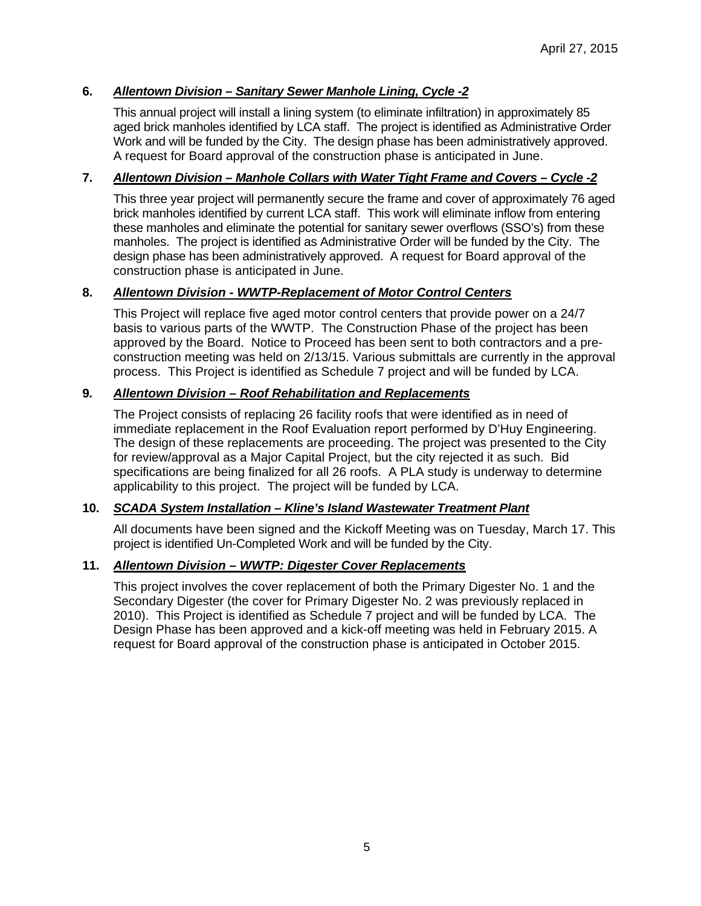April 27, 2015

**6. *Allentown Division – Sanitary Sewer Manhole Lining, Cycle -2***

This annual project will install a lining system (to eliminate infiltration) in approximately 85 aged brick manholes identified by LCA staff. The project is identified as Administrative Order Work and will be funded by the City. The design phase has been administratively approved. A request for Board approval of the construction phase is anticipated in June.

**7. *Allentown Division – Manhole Collars with Water Tight Frame and Covers – Cycle -2***

This three year project will permanently secure the frame and cover of approximately 76 aged brick manholes identified by current LCA staff. This work will eliminate inflow from entering these manholes and eliminate the potential for sanitary sewer overflows (SSO's) from these manholes. The project is identified as Administrative Order will be funded by the City. The design phase has been administratively approved. A request for Board approval of the construction phase is anticipated in June.

**8. *Allentown Division - WWTP-Replacement of Motor Control Centers***

This Project will replace five aged motor control centers that provide power on a 24/7 basis to various parts of the WWTP. The Construction Phase of the project has been approved by the Board. Notice to Proceed has been sent to both contractors and a pre-construction meeting was held on 2/13/15. Various submittals are currently in the approval process. This Project is identified as Schedule 7 project and will be funded by LCA.

**9. *Allentown Division – Roof Rehabilitation and Replacements***

The Project consists of replacing 26 facility roofs that were identified as in need of immediate replacement in the Roof Evaluation report performed by D'Huy Engineering. The design of these replacements are proceeding. The project was presented to the City for review/approval as a Major Capital Project, but the city rejected it as such. Bid specifications are being finalized for all 26 roofs. A PLA study is underway to determine applicability to this project. The project will be funded by LCA.

**10. *SCADA System Installation – Kline's Island Wastewater Treatment Plant***

All documents have been signed and the Kickoff Meeting was on Tuesday, March 17. This project is identified Un-Completed Work and will be funded by the City.

**11. *Allentown Division – WWTP: Digester Cover Replacements***

This project involves the cover replacement of both the Primary Digester No. 1 and the Secondary Digester (the cover for Primary Digester No. 2 was previously replaced in 2010). This Project is identified as Schedule 7 project and will be funded by LCA. The Design Phase has been approved and a kick-off meeting was held in February 2015. A request for Board approval of the construction phase is anticipated in October 2015.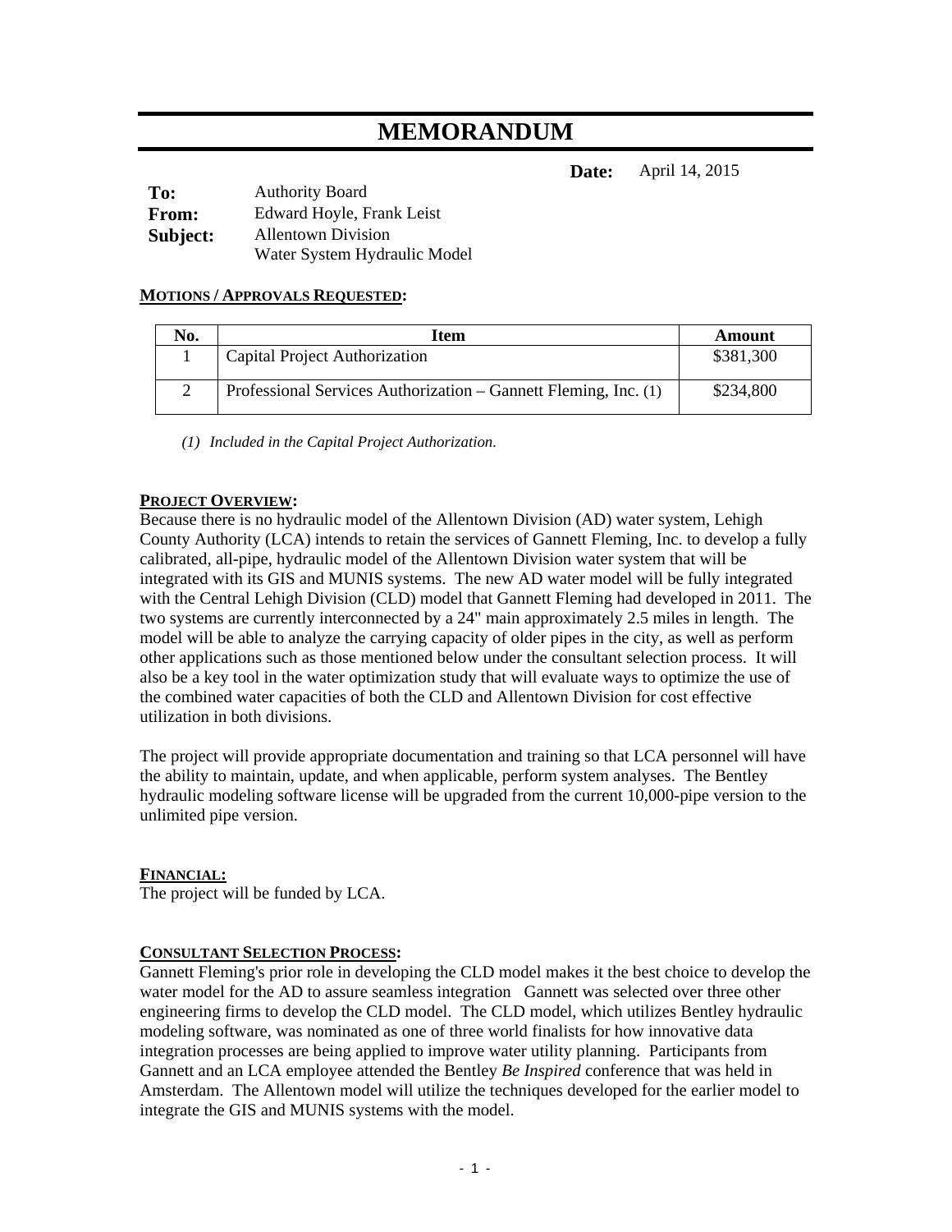# MEMORANDUM

**Date:** April 14, 2015

**To:** Authority Board
**From:** Edward Hoyle, Frank Leist
**Subject:** Allentown Division
Water System Hydraulic Model

**MOTIONS / APPROVALS REQUESTED:**

| No. | Item | Amount |
|---|---|---|
| 1 | Capital Project Authorization | $381,300 |
| 2 | Professional Services Authorization – Gannett Fleming, Inc. (1) | $234,800 |

*(1) Included in the Capital Project Authorization.*

**PROJECT OVERVIEW:**

Because there is no hydraulic model of the Allentown Division (AD) water system, Lehigh County Authority (LCA) intends to retain the services of Gannett Fleming, Inc. to develop a fully calibrated, all-pipe, hydraulic model of the Allentown Division water system that will be integrated with its GIS and MUNIS systems. The new AD water model will be fully integrated with the Central Lehigh Division (CLD) model that Gannett Fleming had developed in 2011. The two systems are currently interconnected by a 24" main approximately 2.5 miles in length. The model will be able to analyze the carrying capacity of older pipes in the city, as well as perform other applications such as those mentioned below under the consultant selection process. It will also be a key tool in the water optimization study that will evaluate ways to optimize the use of the combined water capacities of both the CLD and Allentown Division for cost effective utilization in both divisions.

The project will provide appropriate documentation and training so that LCA personnel will have the ability to maintain, update, and when applicable, perform system analyses. The Bentley hydraulic modeling software license will be upgraded from the current 10,000-pipe version to the unlimited pipe version.

**FINANCIAL:**

The project will be funded by LCA.

**CONSULTANT SELECTION PROCESS:**

Gannett Fleming's prior role in developing the CLD model makes it the best choice to develop the water model for the AD to assure seamless integration Gannett was selected over three other engineering firms to develop the CLD model. The CLD model, which utilizes Bentley hydraulic modeling software, was nominated as one of three world finalists for how innovative data integration processes are being applied to improve water utility planning. Participants from Gannett and an LCA employee attended the Bentley *Be Inspired* conference that was held in Amsterdam. The Allentown model will utilize the techniques developed for the earlier model to integrate the GIS and MUNIS systems with the model.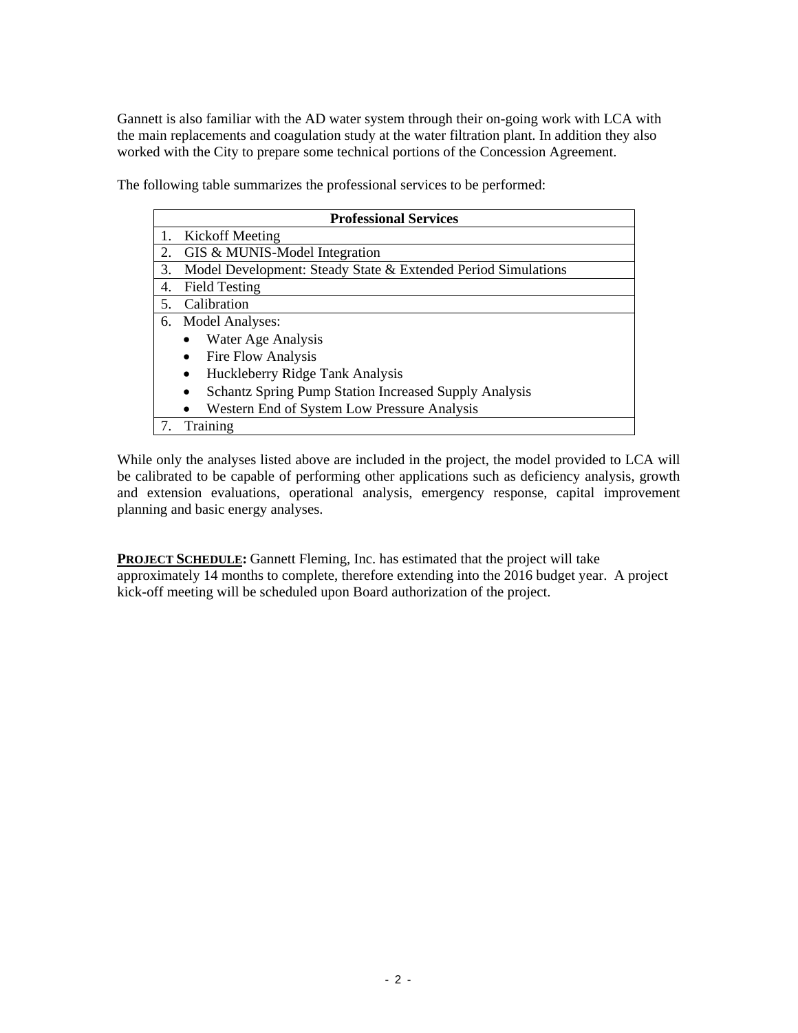Gannett is also familiar with the AD water system through their on-going work with LCA with the main replacements and coagulation study at the water filtration plant. In addition they also worked with the City to prepare some technical portions of the Concession Agreement.

The following table summarizes the professional services to be performed:

| **Professional Services** |
| --- |
| 1. Kickoff Meeting |
| 2. GIS & MUNIS-Model Integration |
| 3. Model Development: Steady State & Extended Period Simulations |
| 4. Field Testing |
| 5. Calibration |
| 6. Model Analyses:<br>• Water Age Analysis<br>• Fire Flow Analysis<br>• Huckleberry Ridge Tank Analysis<br>• Schantz Spring Pump Station Increased Supply Analysis<br>• Western End of System Low Pressure Analysis |
| 7. Training |

While only the analyses listed above are included in the project, the model provided to LCA will be calibrated to be capable of performing other applications such as deficiency analysis, growth and extension evaluations, operational analysis, emergency response, capital improvement planning and basic energy analyses.

**PROJECT SCHEDULE:** Gannett Fleming, Inc. has estimated that the project will take approximately 14 months to complete, therefore extending into the 2016 budget year. A project kick-off meeting will be scheduled upon Board authorization of the project.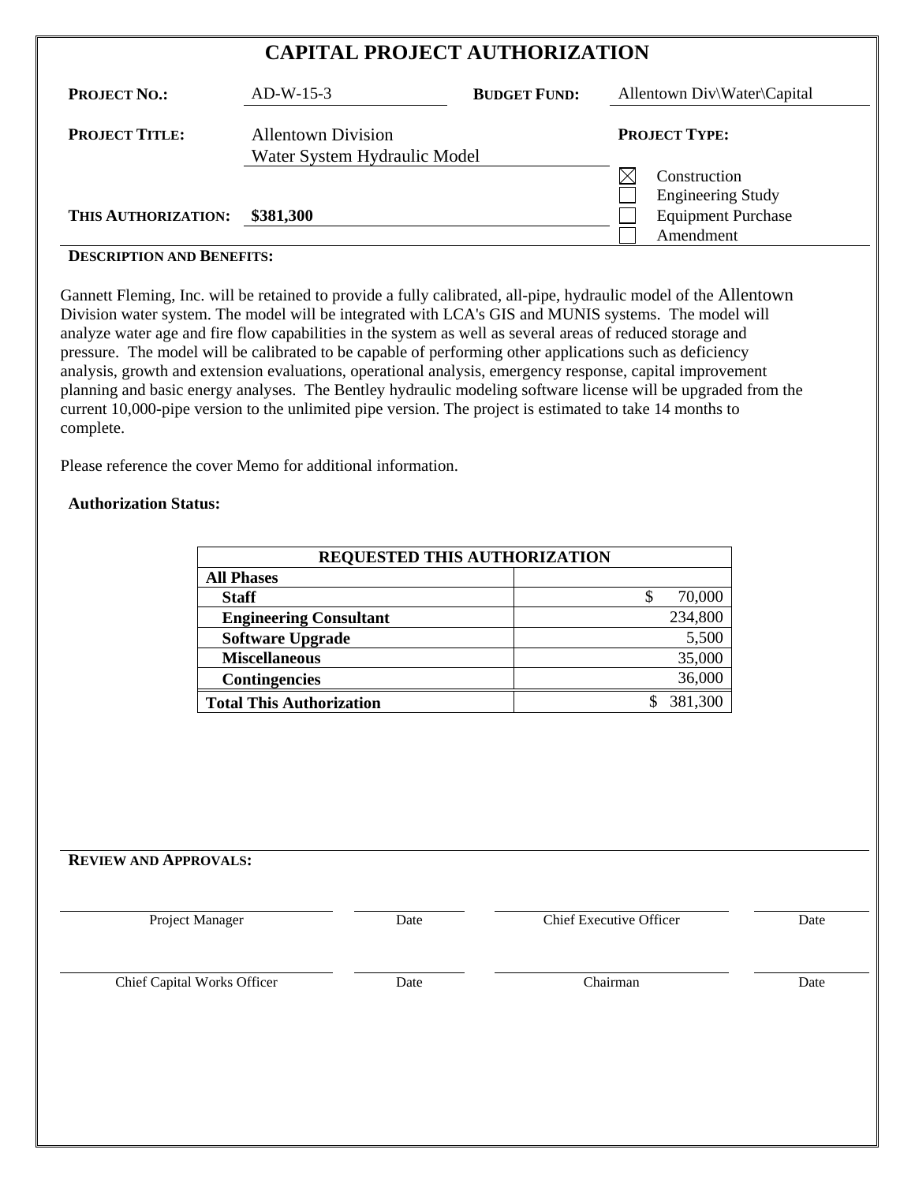# CAPITAL PROJECT AUTHORIZATION

**PROJECT NO.:** AD-W-15-3

**BUDGET FUND:** Allentown Div\Water\Capital

**PROJECT TITLE:** Allentown Division Water System Hydraulic Model

**PROJECT TYPE:**

- [x] Construction
- [ ] Engineering Study
- [ ] Equipment Purchase
- [ ] Amendment

**THIS AUTHORIZATION:** **$381,300**

**DESCRIPTION AND BENEFITS:**

Gannett Fleming, Inc. will be retained to provide a fully calibrated, all-pipe, hydraulic model of the Allentown Division water system. The model will be integrated with LCA's GIS and MUNIS systems. The model will analyze water age and fire flow capabilities in the system as well as several areas of reduced storage and pressure. The model will be calibrated to be capable of performing other applications such as deficiency analysis, growth and extension evaluations, operational analysis, emergency response, capital improvement planning and basic energy analyses. The Bentley hydraulic modeling software license will be upgraded from the current 10,000-pipe version to the unlimited pipe version. The project is estimated to take 14 months to complete.

Please reference the cover Memo for additional information.

**Authorization Status:**

| REQUESTED THIS AUTHORIZATION | |
|---|---|
| **All Phases** | |
| **Staff** | $ 70,000 |
| **Engineering Consultant** | 234,800 |
| **Software Upgrade** | 5,500 |
| **Miscellaneous** | 35,000 |
| **Contingencies** | 36,000 |
| **Total This Authorization** | $ 381,300 |

**REVIEW AND APPROVALS:**

| | | | |
|---|---|---|---|
| Project Manager | Date | Chief Executive Officer | Date |
| Chief Capital Works Officer | Date | Chairman | Date |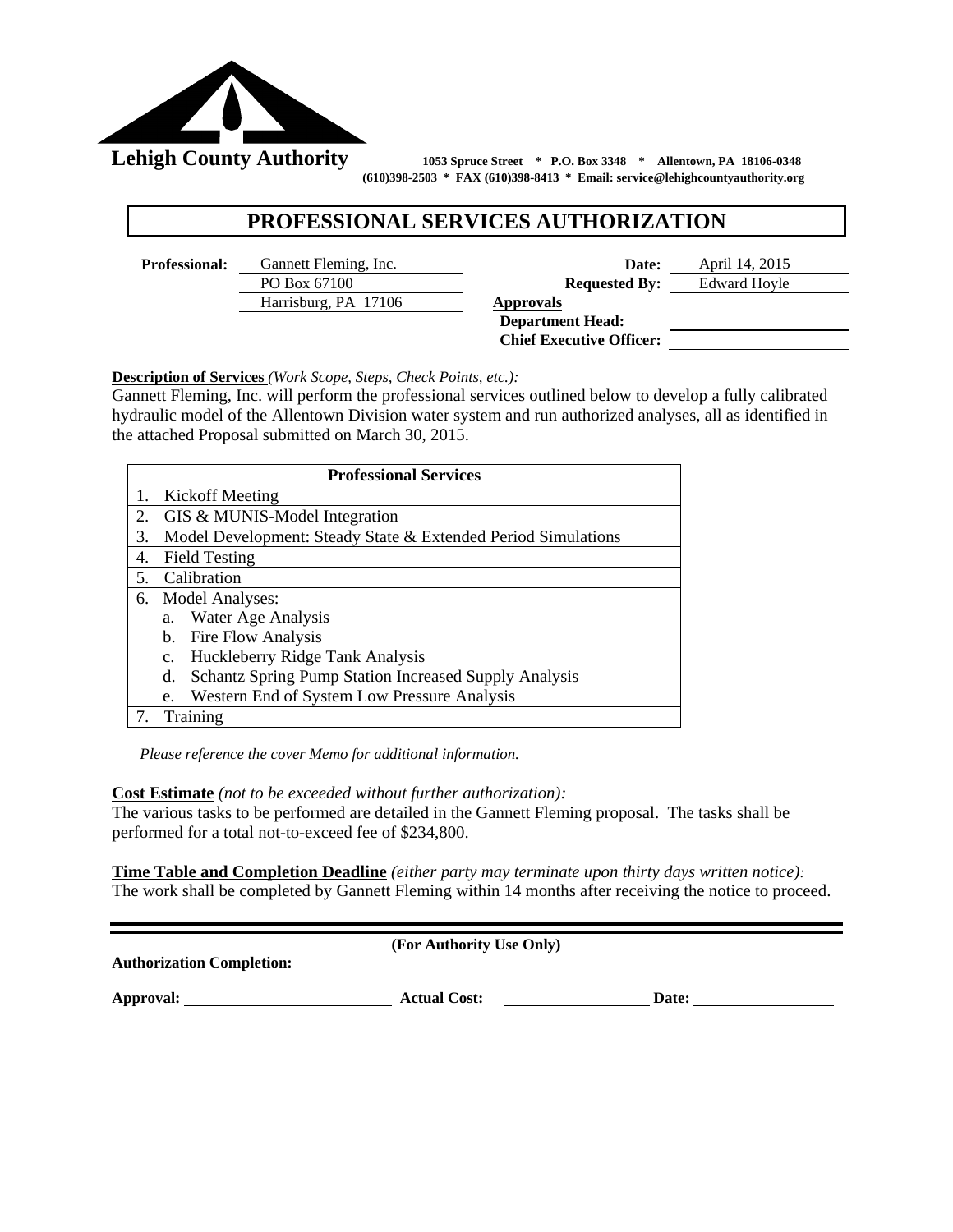**Lehigh County Authority** 1053 Spruce Street * P.O. Box 3348 * Allentown, PA 18106-0348
(610)398-2503 * FAX (610)398-8413 * Email: service@lehighcountyauthority.org

# PROFESSIONAL SERVICES AUTHORIZATION

**Professional:** Gannett Fleming, Inc.
PO Box 67100
Harrisburg, PA 17106

**Date:** April 14, 2015
**Requested By:** Edward Hoyle

**Approvals**
**Department Head:** \_\_\_\_\_\_\_\_\_\_\_\_\_\_\_\_
**Chief Executive Officer:** \_\_\_\_\_\_\_\_\_\_\_\_\_\_\_\_

**Description of Services** *(Work Scope, Steps, Check Points, etc.):*
Gannett Fleming, Inc. will perform the professional services outlined below to develop a fully calibrated hydraulic model of the Allentown Division water system and run authorized analyses, all as identified in the attached Proposal submitted on March 30, 2015.

| Professional Services |
|---|
| 1. Kickoff Meeting |
| 2. GIS & MUNIS-Model Integration |
| 3. Model Development: Steady State & Extended Period Simulations |
| 4. Field Testing |
| 5. Calibration |
| 6. Model Analyses:<br>a. Water Age Analysis<br>b. Fire Flow Analysis<br>c. Huckleberry Ridge Tank Analysis<br>d. Schantz Spring Pump Station Increased Supply Analysis<br>e. Western End of System Low Pressure Analysis |
| 7. Training |

*Please reference the cover Memo for additional information.*

**Cost Estimate** *(not to be exceeded without further authorization):*
The various tasks to be performed are detailed in the Gannett Fleming proposal. The tasks shall be performed for a total not-to-exceed fee of $234,800.

**Time Table and Completion Deadline** *(either party may terminate upon thirty days written notice):*
The work shall be completed by Gannett Fleming within 14 months after receiving the notice to proceed.

---

**(For Authority Use Only)**

**Authorization Completion:**

**Approval:** \_\_\_\_\_\_\_\_\_\_\_\_\_\_\_\_ **Actual Cost:** \_\_\_\_\_\_\_\_\_\_\_\_\_\_\_\_ **Date:** \_\_\_\_\_\_\_\_\_\_\_\_\_\_\_\_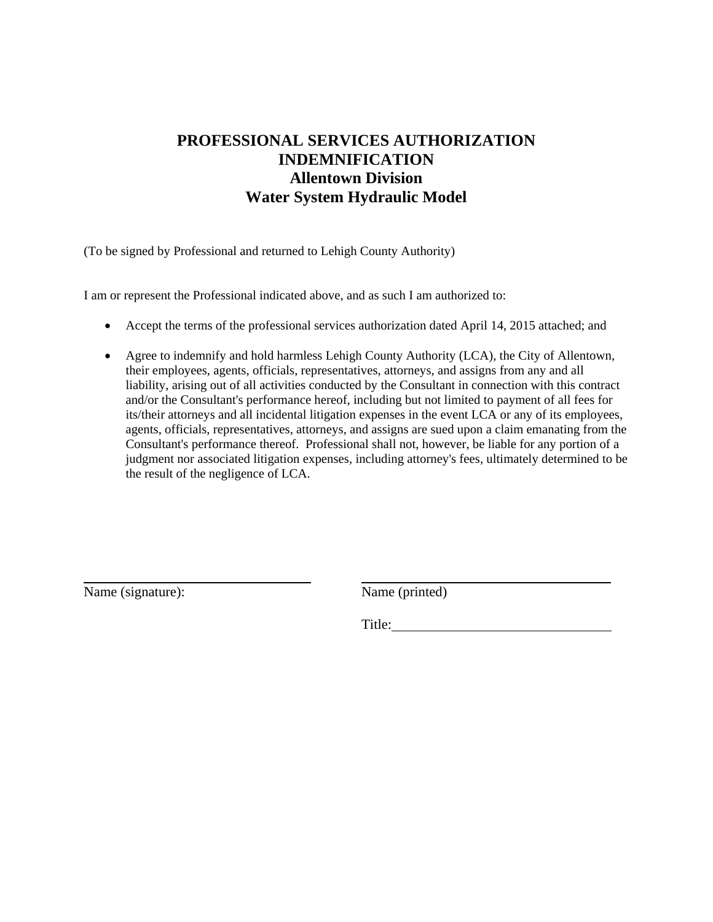# PROFESSIONAL SERVICES AUTHORIZATION
# INDEMNIFICATION
# Allentown Division
# Water System Hydraulic Model

(To be signed by Professional and returned to Lehigh County Authority)

I am or represent the Professional indicated above, and as such I am authorized to:

- Accept the terms of the professional services authorization dated April 14, 2015 attached; and
- Agree to indemnify and hold harmless Lehigh County Authority (LCA), the City of Allentown, their employees, agents, officials, representatives, attorneys, and assigns from any and all liability, arising out of all activities conducted by the Consultant in connection with this contract and/or the Consultant's performance hereof, including but not limited to payment of all fees for its/their attorneys and all incidental litigation expenses in the event LCA or any of its employees, agents, officials, representatives, attorneys, and assigns are sued upon a claim emanating from the Consultant's performance thereof. Professional shall not, however, be liable for any portion of a judgment nor associated litigation expenses, including attorney's fees, ultimately determined to be the result of the negligence of LCA.

\_\_\_\_\_\_\_\_\_\_\_\_\_\_\_\_\_\_\_\_\_\_\_\_\_\_\_\_\_\_
Name (signature):

\_\_\_\_\_\_\_\_\_\_\_\_\_\_\_\_\_\_\_\_\_\_\_\_\_\_\_\_\_\_
Name (printed)

Title:\_\_\_\_\_\_\_\_\_\_\_\_\_\_\_\_\_\_\_\_\_\_\_\_\_\_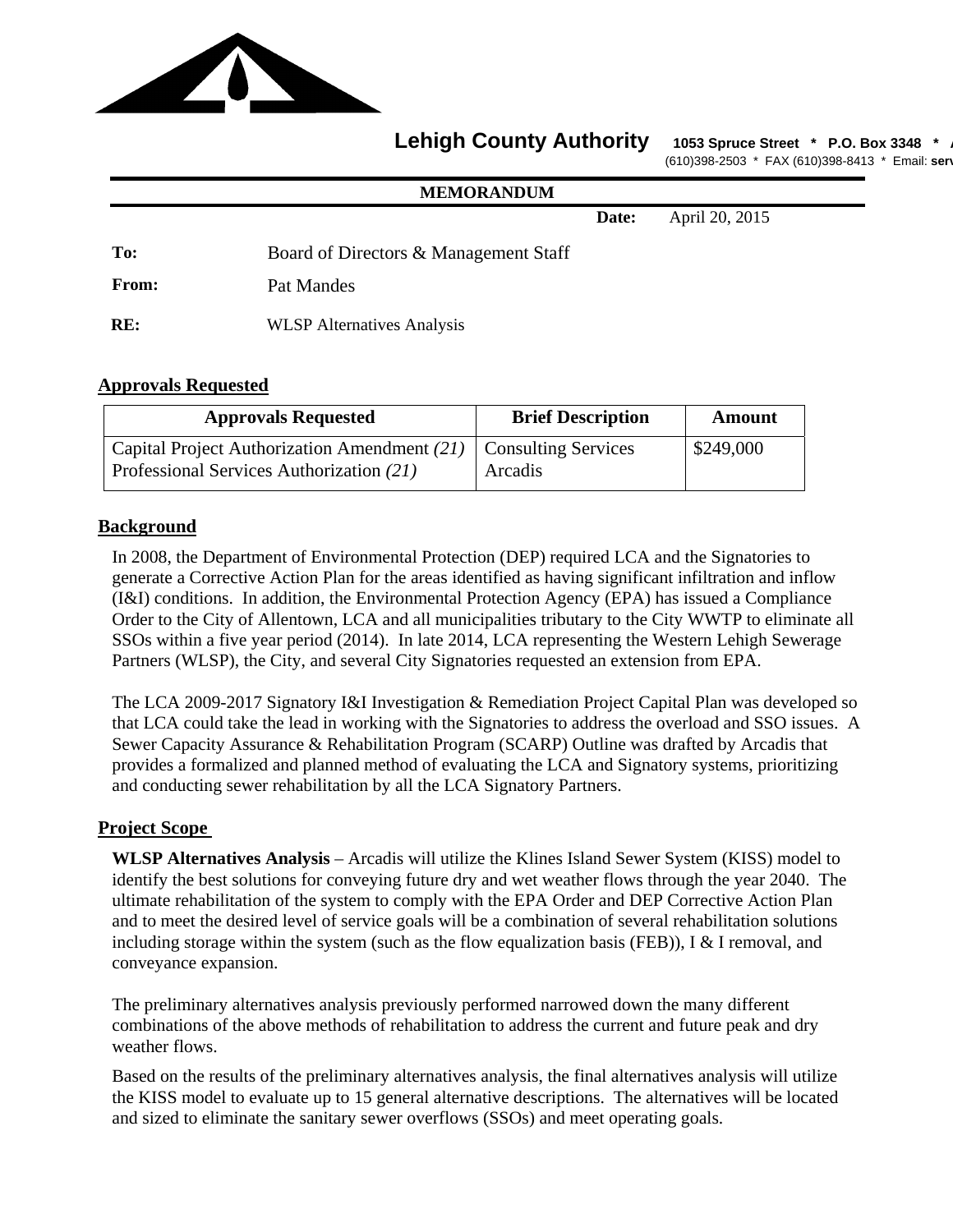**Lehigh County Authority** 1053 Spruce Street * P.O. Box 3348 *
(610)398-2503 * FAX (610)398-8413 * Email: serv

**MEMORANDUM**

**Date:** April 20, 2015

**To:** Board of Directors & Management Staff

**From:** Pat Mandes

**RE:** WLSP Alternatives Analysis

## Approvals Requested

| Approvals Requested | Brief Description | Amount |
| --- | --- | --- |
| Capital Project Authorization Amendment *(21)*<br>Professional Services Authorization *(21)* | Consulting Services<br>Arcadis | $249,000 |

## Background

In 2008, the Department of Environmental Protection (DEP) required LCA and the Signatories to generate a Corrective Action Plan for the areas identified as having significant infiltration and inflow (I&I) conditions. In addition, the Environmental Protection Agency (EPA) has issued a Compliance Order to the City of Allentown, LCA and all municipalities tributary to the City WWTP to eliminate all SSOs within a five year period (2014). In late 2014, LCA representing the Western Lehigh Sewerage Partners (WLSP), the City, and several City Signatories requested an extension from EPA.

The LCA 2009-2017 Signatory I&I Investigation & Remediation Project Capital Plan was developed so that LCA could take the lead in working with the Signatories to address the overload and SSO issues. A Sewer Capacity Assurance & Rehabilitation Program (SCARP) Outline was drafted by Arcadis that provides a formalized and planned method of evaluating the LCA and Signatory systems, prioritizing and conducting sewer rehabilitation by all the LCA Signatory Partners.

## Project Scope

**WLSP Alternatives Analysis** – Arcadis will utilize the Klines Island Sewer System (KISS) model to identify the best solutions for conveying future dry and wet weather flows through the year 2040. The ultimate rehabilitation of the system to comply with the EPA Order and DEP Corrective Action Plan and to meet the desired level of service goals will be a combination of several rehabilitation solutions including storage within the system (such as the flow equalization basis (FEB)), I & I removal, and conveyance expansion.

The preliminary alternatives analysis previously performed narrowed down the many different combinations of the above methods of rehabilitation to address the current and future peak and dry weather flows.

Based on the results of the preliminary alternatives analysis, the final alternatives analysis will utilize the KISS model to evaluate up to 15 general alternative descriptions. The alternatives will be located and sized to eliminate the sanitary sewer overflows (SSOs) and meet operating goals.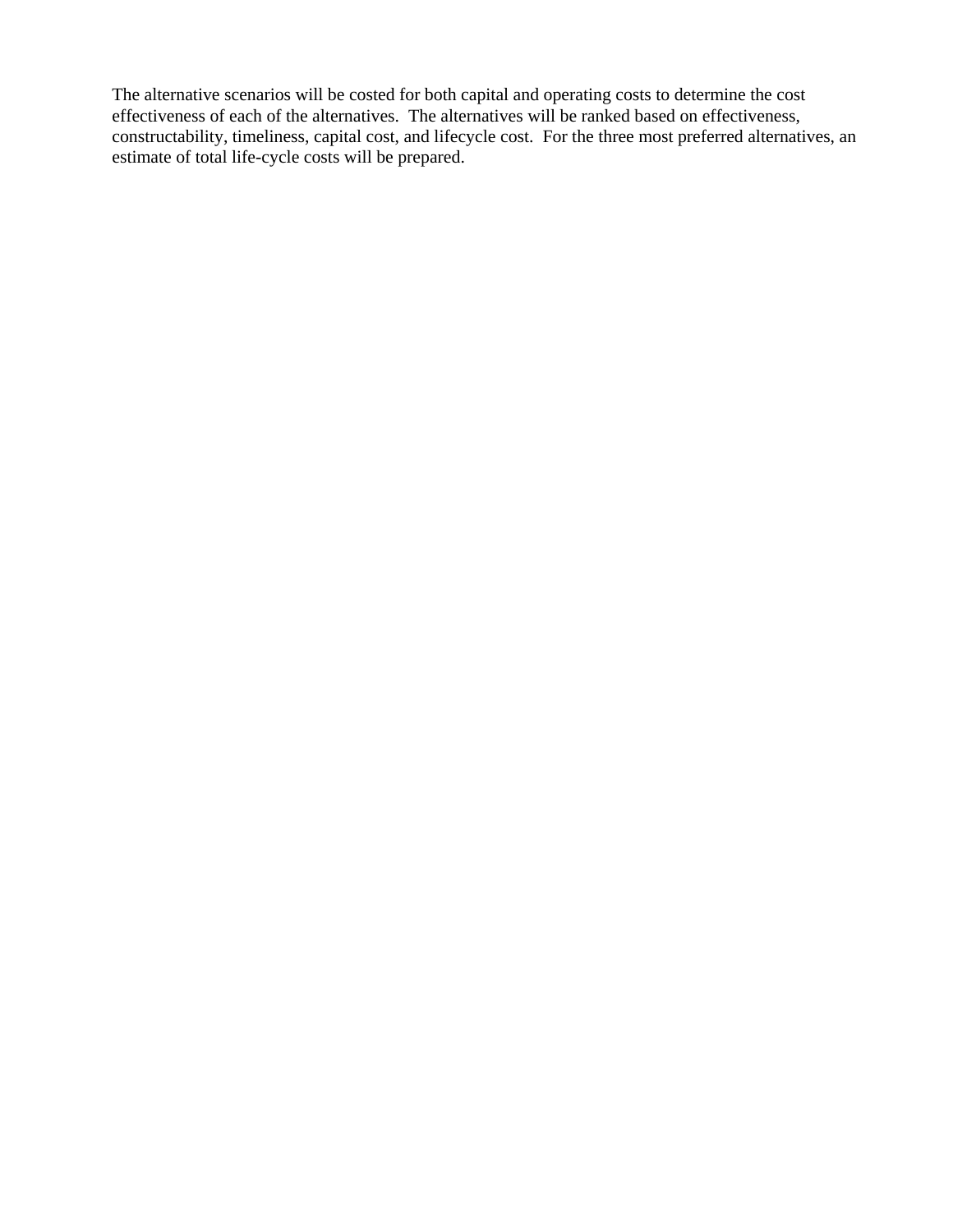The alternative scenarios will be costed for both capital and operating costs to determine the cost effectiveness of each of the alternatives.  The alternatives will be ranked based on effectiveness, constructability, timeliness, capital cost, and lifecycle cost.  For the three most preferred alternatives, an estimate of total life-cycle costs will be prepared.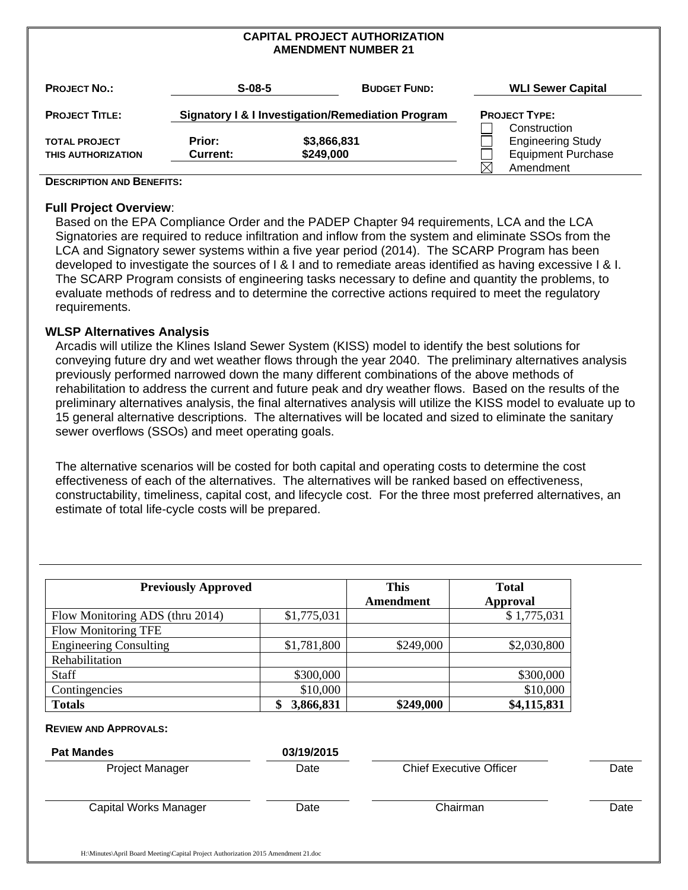# CAPITAL PROJECT AUTHORIZATION
## AMENDMENT NUMBER 21

| | | | |
|---|---|---|---|
| **PROJECT NO.:** | **S-08-5** | **BUDGET FUND:** | **WLI Sewer Capital** |
| **PROJECT TITLE:** | **Signatory I & I Investigation/Remediation Program** | | **PROJECT TYPE:** |
| | | | ☐ Construction |
| **TOTAL PROJECT** | **Prior:** $3,866,831 | | ☐ Engineering Study |
| **THIS AUTHORIZATION** | **Current:** $249,000 | | ☐ Equipment Purchase |
| | | | ☒ Amendment |

**DESCRIPTION AND BENEFITS:**

**Full Project Overview**:

Based on the EPA Compliance Order and the PADEP Chapter 94 requirements, LCA and the LCA Signatories are required to reduce infiltration and inflow from the system and eliminate SSOs from the LCA and Signatory sewer systems within a five year period (2014). The SCARP Program has been developed to investigate the sources of I & I and to remediate areas identified as having excessive I & I. The SCARP Program consists of engineering tasks necessary to define and quantity the problems, to evaluate methods of redress and to determine the corrective actions required to meet the regulatory requirements.

**WLSP Alternatives Analysis**

Arcadis will utilize the Klines Island Sewer System (KISS) model to identify the best solutions for conveying future dry and wet weather flows through the year 2040. The preliminary alternatives analysis previously performed narrowed down the many different combinations of the above methods of rehabilitation to address the current and future peak and dry weather flows. Based on the results of the preliminary alternatives analysis, the final alternatives analysis will utilize the KISS model to evaluate up to 15 general alternative descriptions. The alternatives will be located and sized to eliminate the sanitary sewer overflows (SSOs) and meet operating goals.

The alternative scenarios will be costed for both capital and operating costs to determine the cost effectiveness of each of the alternatives. The alternatives will be ranked based on effectiveness, constructability, timeliness, capital cost, and lifecycle cost. For the three most preferred alternatives, an estimate of total life-cycle costs will be prepared.

| Previously Approved | | This Amendment | Total Approval |
|---|---|---|---|
| Flow Monitoring ADS (thru 2014) | $1,775,031 | | $ 1,775,031 |
| Flow Monitoring TFE | | | |
| Engineering Consulting | $1,781,800 | $249,000 | $2,030,800 |
| Rehabilitation | | | |
| Staff | $300,000 | | $300,000 |
| Contingencies | $10,000 | | $10,000 |
| **Totals** | **$ 3,866,831** | **$249,000** | **$4,115,831** |

**REVIEW AND APPROVALS:**

| | | | |
|---|---|---|---|
| **Pat Mandes** | **03/19/2015** | | |
| Project Manager | Date | Chief Executive Officer | Date |
| | | | |
| Capital Works Manager | Date | Chairman | Date |

H:\Minutes\April Board Meeting\Capital Project Authorization 2015 Amendment 21.doc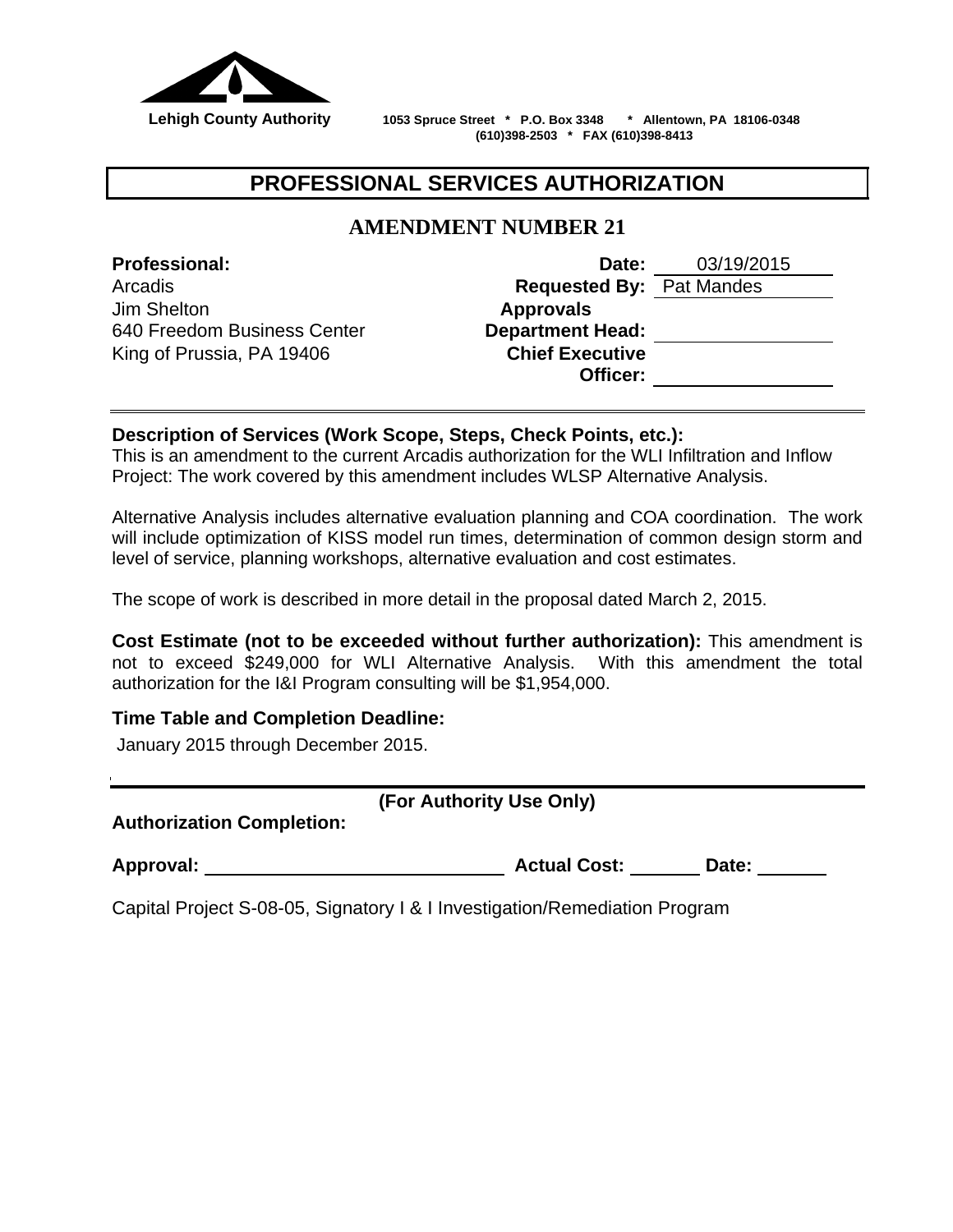**Lehigh County Authority** 1053 Spruce Street * P.O. Box 3348 * Allentown, PA 18106-0348
(610)398-2503 * FAX (610)398-8413

# PROFESSIONAL SERVICES AUTHORIZATION

## AMENDMENT NUMBER 21

**Professional:**
Arcadis
Jim Shelton
640 Freedom Business Center
King of Prussia, PA 19406

**Date:** 03/19/2015
**Requested By:** Pat Mandes
**Approvals**
**Department Head:** ________________
**Chief Executive Officer:** ________________

---

**Description of Services (Work Scope, Steps, Check Points, etc.):**
This is an amendment to the current Arcadis authorization for the WLI Infiltration and Inflow Project: The work covered by this amendment includes WLSP Alternative Analysis.

Alternative Analysis includes alternative evaluation planning and COA coordination. The work will include optimization of KISS model run times, determination of common design storm and level of service, planning workshops, alternative evaluation and cost estimates.

The scope of work is described in more detail in the proposal dated March 2, 2015.

**Cost Estimate (not to be exceeded without further authorization):** This amendment is not to exceed $249,000 for WLI Alternative Analysis. With this amendment the total authorization for the I&I Program consulting will be $1,954,000.

**Time Table and Completion Deadline:**
January 2015 through December 2015.

---

**(For Authority Use Only)**

**Authorization Completion:**

**Approval:** ____________________________ **Actual Cost:** ________ **Date:** ________

Capital Project S-08-05, Signatory I & I Investigation/Remediation Program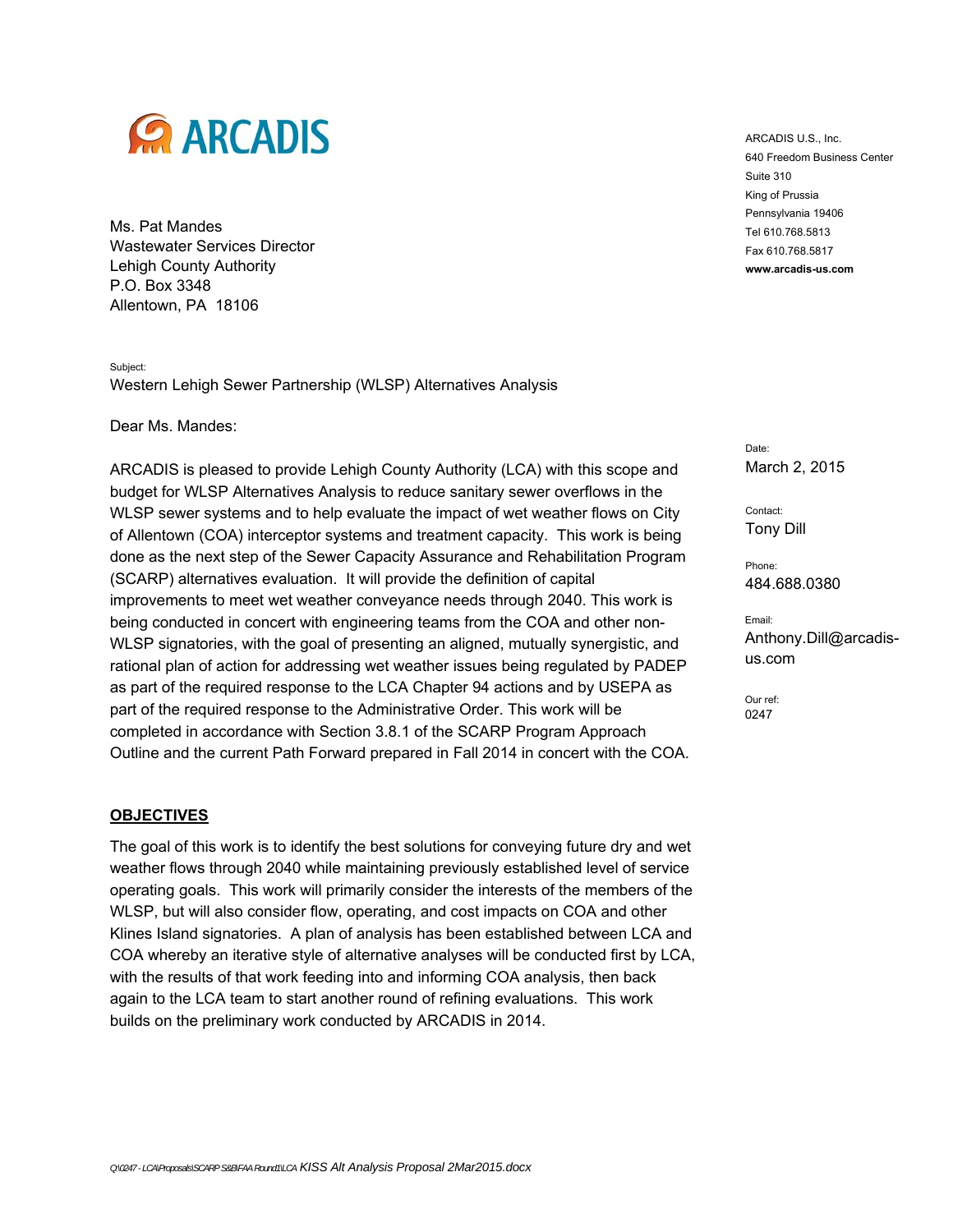ARCADIS

ARCADIS U.S., Inc.
640 Freedom Business Center
Suite 310
King of Prussia
Pennsylvania 19406
Tel 610.768.5813
Fax 610.768.5817
**www.arcadis-us.com**

Ms. Pat Mandes
Wastewater Services Director
Lehigh County Authority
P.O. Box 3348
Allentown, PA 18106

Subject:
Western Lehigh Sewer Partnership (WLSP) Alternatives Analysis

Date:
March 2, 2015

Contact:
Tony Dill

Phone:
484.688.0380

Email:
Anthony.Dill@arcadis-us.com

Our ref:
0247

Dear Ms. Mandes:

ARCADIS is pleased to provide Lehigh County Authority (LCA) with this scope and budget for WLSP Alternatives Analysis to reduce sanitary sewer overflows in the WLSP sewer systems and to help evaluate the impact of wet weather flows on City of Allentown (COA) interceptor systems and treatment capacity. This work is being done as the next step of the Sewer Capacity Assurance and Rehabilitation Program (SCARP) alternatives evaluation. It will provide the definition of capital improvements to meet wet weather conveyance needs through 2040. This work is being conducted in concert with engineering teams from the COA and other non-WLSP signatories, with the goal of presenting an aligned, mutually synergistic, and rational plan of action for addressing wet weather issues being regulated by PADEP as part of the required response to the LCA Chapter 94 actions and by USEPA as part of the required response to the Administrative Order. This work will be completed in accordance with Section 3.8.1 of the SCARP Program Approach Outline and the current Path Forward prepared in Fall 2014 in concert with the COA.

## OBJECTIVES

The goal of this work is to identify the best solutions for conveying future dry and wet weather flows through 2040 while maintaining previously established level of service operating goals. This work will primarily consider the interests of the members of the WLSP, but will also consider flow, operating, and cost impacts on COA and other Klines Island signatories. A plan of analysis has been established between LCA and COA whereby an iterative style of alternative analyses will be conducted first by LCA, with the results of that work feeding into and informing COA analysis, then back again to the LCA team to start another round of refining evaluations. This work builds on the preliminary work conducted by ARCADIS in 2014.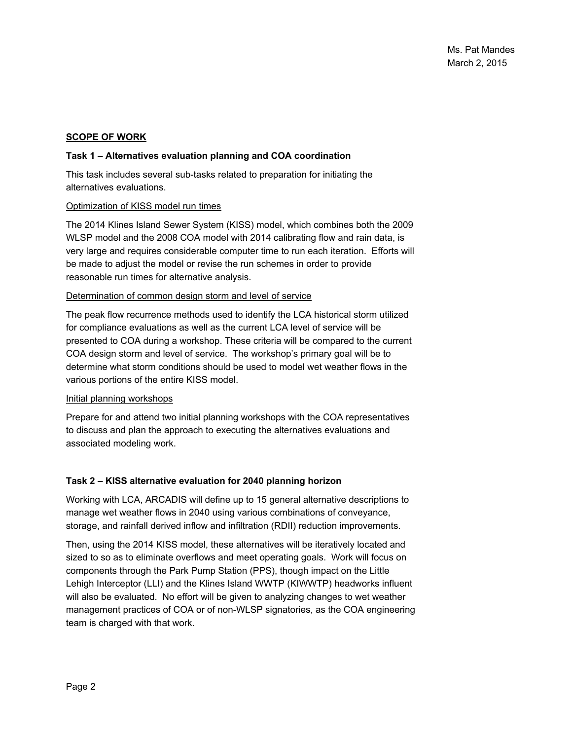## SCOPE OF WORK

### Task 1 – Alternatives evaluation planning and COA coordination

This task includes several sub-tasks related to preparation for initiating the alternatives evaluations.

Optimization of KISS model run times

The 2014 Klines Island Sewer System (KISS) model, which combines both the 2009 WLSP model and the 2008 COA model with 2014 calibrating flow and rain data, is very large and requires considerable computer time to run each iteration. Efforts will be made to adjust the model or revise the run schemes in order to provide reasonable run times for alternative analysis.

Determination of common design storm and level of service

The peak flow recurrence methods used to identify the LCA historical storm utilized for compliance evaluations as well as the current LCA level of service will be presented to COA during a workshop. These criteria will be compared to the current COA design storm and level of service. The workshop's primary goal will be to determine what storm conditions should be used to model wet weather flows in the various portions of the entire KISS model.

Initial planning workshops

Prepare for and attend two initial planning workshops with the COA representatives to discuss and plan the approach to executing the alternatives evaluations and associated modeling work.

### Task 2 – KISS alternative evaluation for 2040 planning horizon

Working with LCA, ARCADIS will define up to 15 general alternative descriptions to manage wet weather flows in 2040 using various combinations of conveyance, storage, and rainfall derived inflow and infiltration (RDII) reduction improvements.

Then, using the 2014 KISS model, these alternatives will be iteratively located and sized to so as to eliminate overflows and meet operating goals. Work will focus on components through the Park Pump Station (PPS), though impact on the Little Lehigh Interceptor (LLI) and the Klines Island WWTP (KIWWTP) headworks influent will also be evaluated. No effort will be given to analyzing changes to wet weather management practices of COA or of non-WLSP signatories, as the COA engineering team is charged with that work.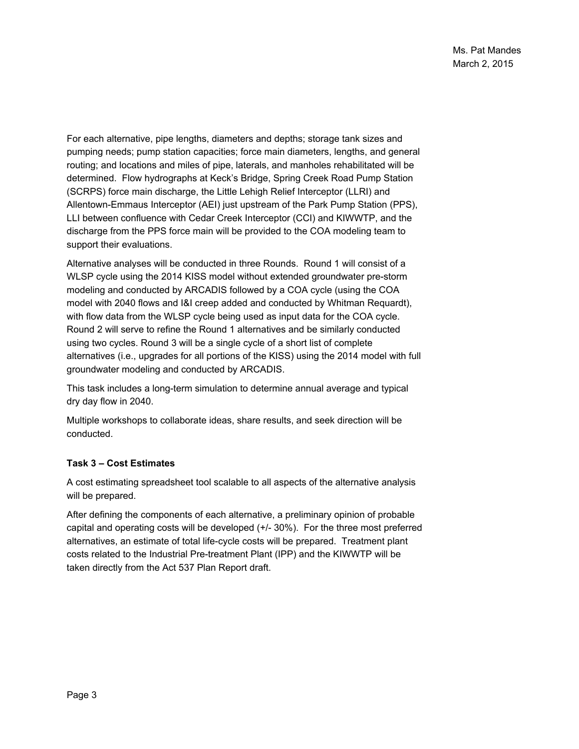For each alternative, pipe lengths, diameters and depths; storage tank sizes and pumping needs; pump station capacities; force main diameters, lengths, and general routing; and locations and miles of pipe, laterals, and manholes rehabilitated will be determined. Flow hydrographs at Keck's Bridge, Spring Creek Road Pump Station (SCRPS) force main discharge, the Little Lehigh Relief Interceptor (LLRI) and Allentown-Emmaus Interceptor (AEI) just upstream of the Park Pump Station (PPS), LLI between confluence with Cedar Creek Interceptor (CCI) and KIWWTP, and the discharge from the PPS force main will be provided to the COA modeling team to support their evaluations.

Alternative analyses will be conducted in three Rounds. Round 1 will consist of a WLSP cycle using the 2014 KISS model without extended groundwater pre-storm modeling and conducted by ARCADIS followed by a COA cycle (using the COA model with 2040 flows and I&I creep added and conducted by Whitman Requardt), with flow data from the WLSP cycle being used as input data for the COA cycle. Round 2 will serve to refine the Round 1 alternatives and be similarly conducted using two cycles. Round 3 will be a single cycle of a short list of complete alternatives (i.e., upgrades for all portions of the KISS) using the 2014 model with full groundwater modeling and conducted by ARCADIS.

This task includes a long-term simulation to determine annual average and typical dry day flow in 2040.

Multiple workshops to collaborate ideas, share results, and seek direction will be conducted.

**Task 3 – Cost Estimates**

A cost estimating spreadsheet tool scalable to all aspects of the alternative analysis will be prepared.

After defining the components of each alternative, a preliminary opinion of probable capital and operating costs will be developed (+/- 30%). For the three most preferred alternatives, an estimate of total life-cycle costs will be prepared. Treatment plant costs related to the Industrial Pre-treatment Plant (IPP) and the KIWWTP will be taken directly from the Act 537 Plan Report draft.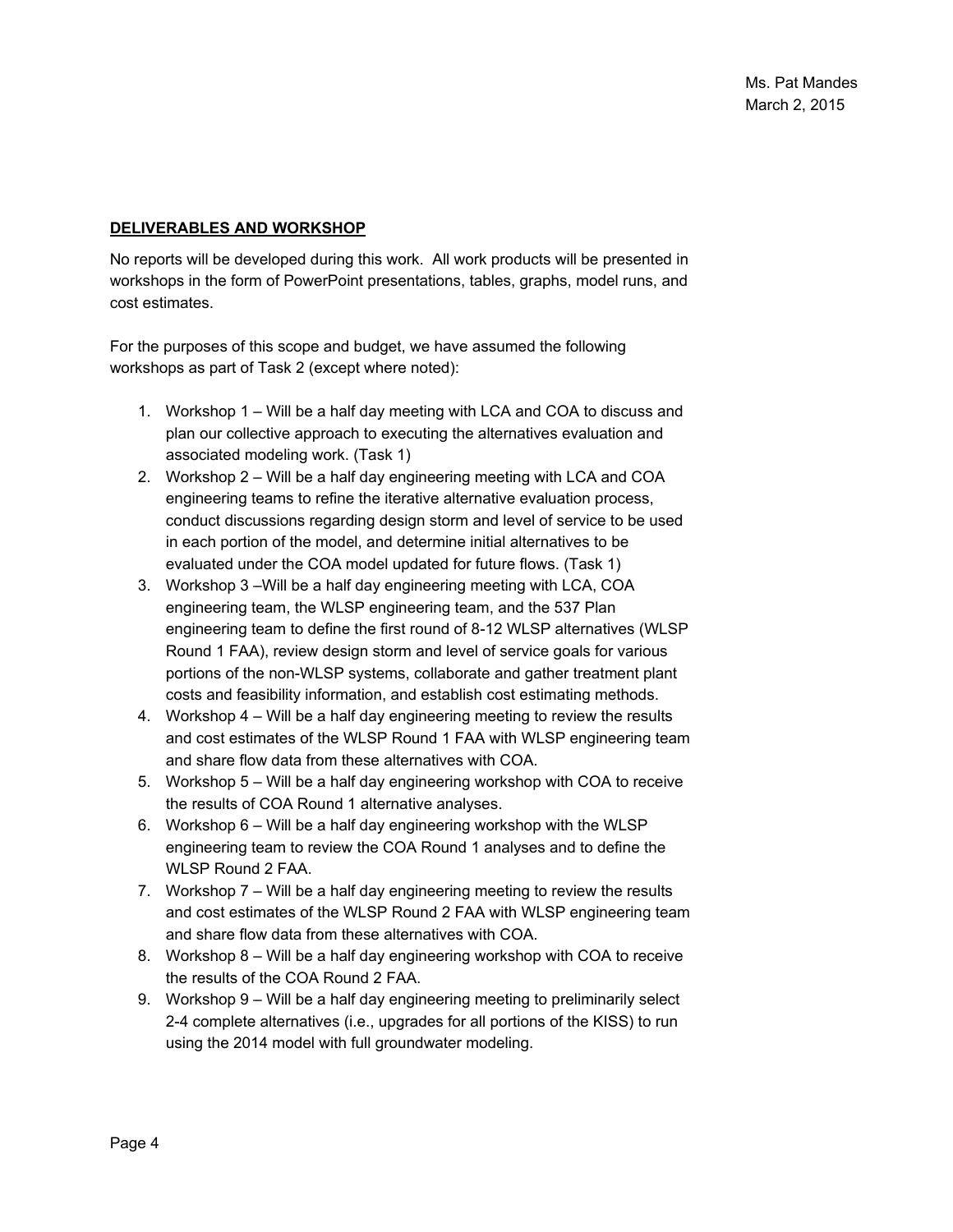## DELIVERABLES AND WORKSHOP

No reports will be developed during this work. All work products will be presented in workshops in the form of PowerPoint presentations, tables, graphs, model runs, and cost estimates.

For the purposes of this scope and budget, we have assumed the following workshops as part of Task 2 (except where noted):

1. Workshop 1 – Will be a half day meeting with LCA and COA to discuss and plan our collective approach to executing the alternatives evaluation and associated modeling work. (Task 1)
2. Workshop 2 – Will be a half day engineering meeting with LCA and COA engineering teams to refine the iterative alternative evaluation process, conduct discussions regarding design storm and level of service to be used in each portion of the model, and determine initial alternatives to be evaluated under the COA model updated for future flows. (Task 1)
3. Workshop 3 –Will be a half day engineering meeting with LCA, COA engineering team, the WLSP engineering team, and the 537 Plan engineering team to define the first round of 8-12 WLSP alternatives (WLSP Round 1 FAA), review design storm and level of service goals for various portions of the non-WLSP systems, collaborate and gather treatment plant costs and feasibility information, and establish cost estimating methods.
4. Workshop 4 – Will be a half day engineering meeting to review the results and cost estimates of the WLSP Round 1 FAA with WLSP engineering team and share flow data from these alternatives with COA.
5. Workshop 5 – Will be a half day engineering workshop with COA to receive the results of COA Round 1 alternative analyses.
6. Workshop 6 – Will be a half day engineering workshop with the WLSP engineering team to review the COA Round 1 analyses and to define the WLSP Round 2 FAA.
7. Workshop 7 – Will be a half day engineering meeting to review the results and cost estimates of the WLSP Round 2 FAA with WLSP engineering team and share flow data from these alternatives with COA.
8. Workshop 8 – Will be a half day engineering workshop with COA to receive the results of the COA Round 2 FAA.
9. Workshop 9 – Will be a half day engineering meeting to preliminarily select 2-4 complete alternatives (i.e., upgrades for all portions of the KISS) to run using the 2014 model with full groundwater modeling.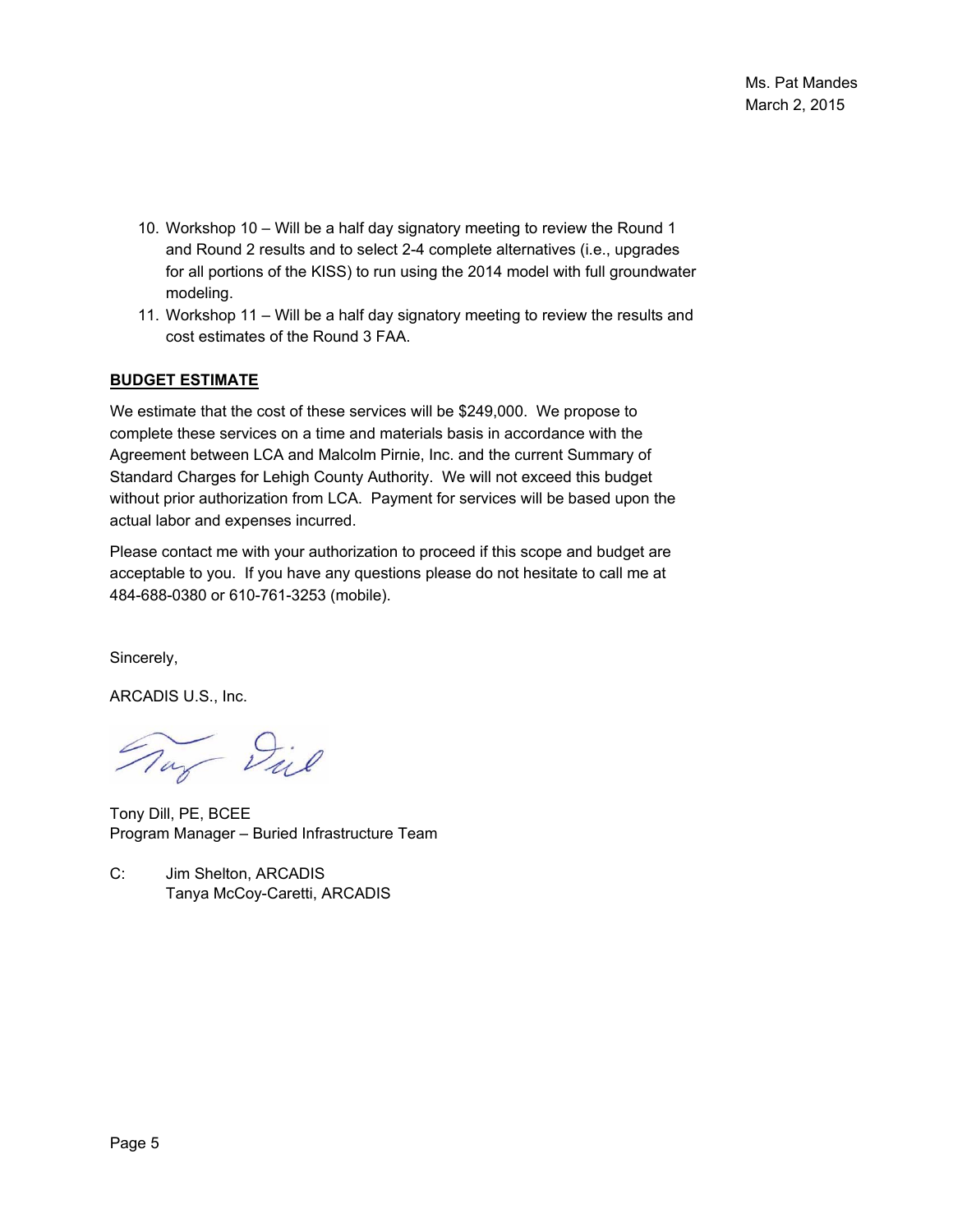10. Workshop 10 – Will be a half day signatory meeting to review the Round 1 and Round 2 results and to select 2-4 complete alternatives (i.e., upgrades for all portions of the KISS) to run using the 2014 model with full groundwater modeling.
11. Workshop 11 – Will be a half day signatory meeting to review the results and cost estimates of the Round 3 FAA.

**BUDGET ESTIMATE**

We estimate that the cost of these services will be $249,000. We propose to complete these services on a time and materials basis in accordance with the Agreement between LCA and Malcolm Pirnie, Inc. and the current Summary of Standard Charges for Lehigh County Authority. We will not exceed this budget without prior authorization from LCA. Payment for services will be based upon the actual labor and expenses incurred.

Please contact me with your authorization to proceed if this scope and budget are acceptable to you. If you have any questions please do not hesitate to call me at 484-688-0380 or 610-761-3253 (mobile).

Sincerely,

ARCADIS U.S., Inc.

Tony Dill

Tony Dill, PE, BCEE
Program Manager – Buried Infrastructure Team

C: Jim Shelton, ARCADIS
Tanya McCoy-Caretti, ARCADIS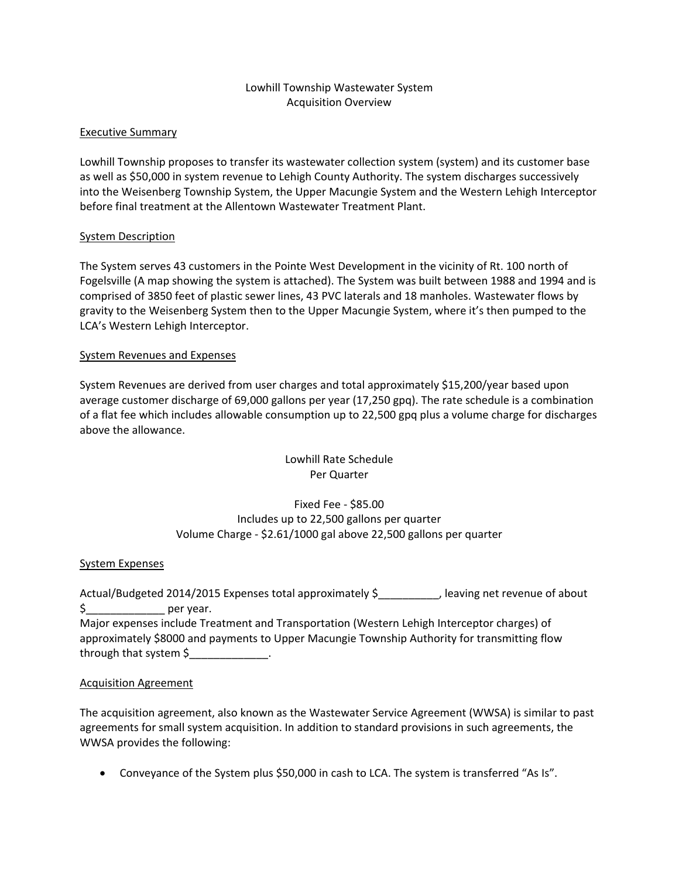Lowhill Township Wastewater System
Acquisition Overview

## Executive Summary

Lowhill Township proposes to transfer its wastewater collection system (system) and its customer base as well as $50,000 in system revenue to Lehigh County Authority. The system discharges successively into the Weisenberg Township System, the Upper Macungie System and the Western Lehigh Interceptor before final treatment at the Allentown Wastewater Treatment Plant.

## System Description

The System serves 43 customers in the Pointe West Development in the vicinity of Rt. 100 north of Fogelsville (A map showing the system is attached). The System was built between 1988 and 1994 and is comprised of 3850 feet of plastic sewer lines, 43 PVC laterals and 18 manholes. Wastewater flows by gravity to the Weisenberg System then to the Upper Macungie System, where it's then pumped to the LCA's Western Lehigh Interceptor.

## System Revenues and Expenses

System Revenues are derived from user charges and total approximately $15,200/year based upon average customer discharge of 69,000 gallons per year (17,250 gpq). The rate schedule is a combination of a flat fee which includes allowable consumption up to 22,500 gpq plus a volume charge for discharges above the allowance.

Lowhill Rate Schedule
Per Quarter

Fixed Fee - $85.00
Includes up to 22,500 gallons per quarter
Volume Charge - $2.61/1000 gal above 22,500 gallons per quarter

## System Expenses

Actual/Budgeted 2014/2015 Expenses total approximately $__________, leaving net revenue of about $_____________ per year.
Major expenses include Treatment and Transportation (Western Lehigh Interceptor charges) of approximately $8000 and payments to Upper Macungie Township Authority for transmitting flow through that system $_____________.

## Acquisition Agreement

The acquisition agreement, also known as the Wastewater Service Agreement (WWSA) is similar to past agreements for small system acquisition. In addition to standard provisions in such agreements, the WWSA provides the following:

- Conveyance of the System plus $50,000 in cash to LCA. The system is transferred "As Is".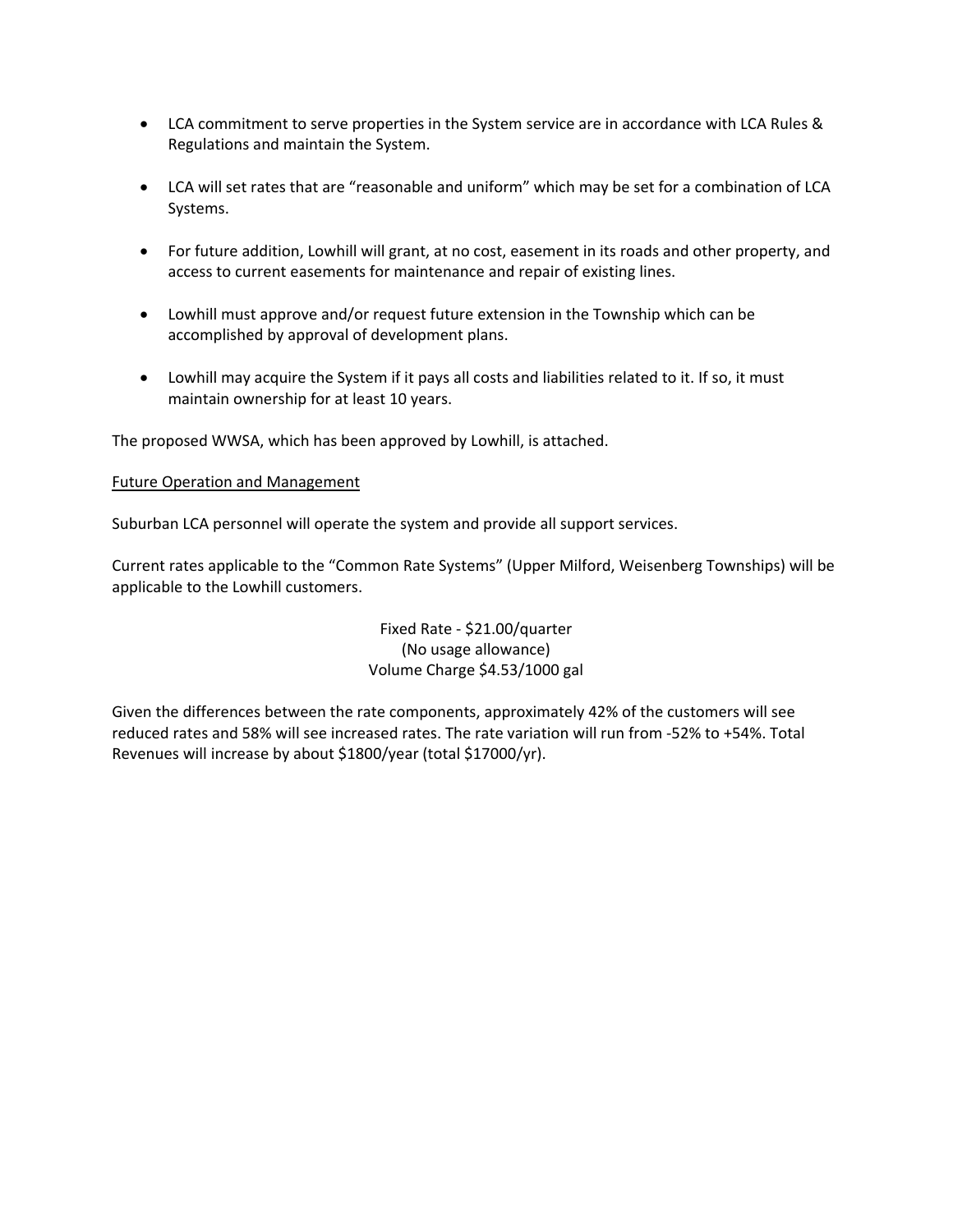- LCA commitment to serve properties in the System service are in accordance with LCA Rules & Regulations and maintain the System.

- LCA will set rates that are "reasonable and uniform" which may be set for a combination of LCA Systems.

- For future addition, Lowhill will grant, at no cost, easement in its roads and other property, and access to current easements for maintenance and repair of existing lines.

- Lowhill must approve and/or request future extension in the Township which can be accomplished by approval of development plans.

- Lowhill may acquire the System if it pays all costs and liabilities related to it. If so, it must maintain ownership for at least 10 years.

The proposed WWSA, which has been approved by Lowhill, is attached.

<u>Future Operation and Management</u>

Suburban LCA personnel will operate the system and provide all support services.

Current rates applicable to the "Common Rate Systems" (Upper Milford, Weisenberg Townships) will be applicable to the Lowhill customers.

Fixed Rate - $21.00/quarter
(No usage allowance)
Volume Charge $4.53/1000 gal

Given the differences between the rate components, approximately 42% of the customers will see reduced rates and 58% will see increased rates. The rate variation will run from -52% to +54%. Total Revenues will increase by about $1800/year (total $17000/yr).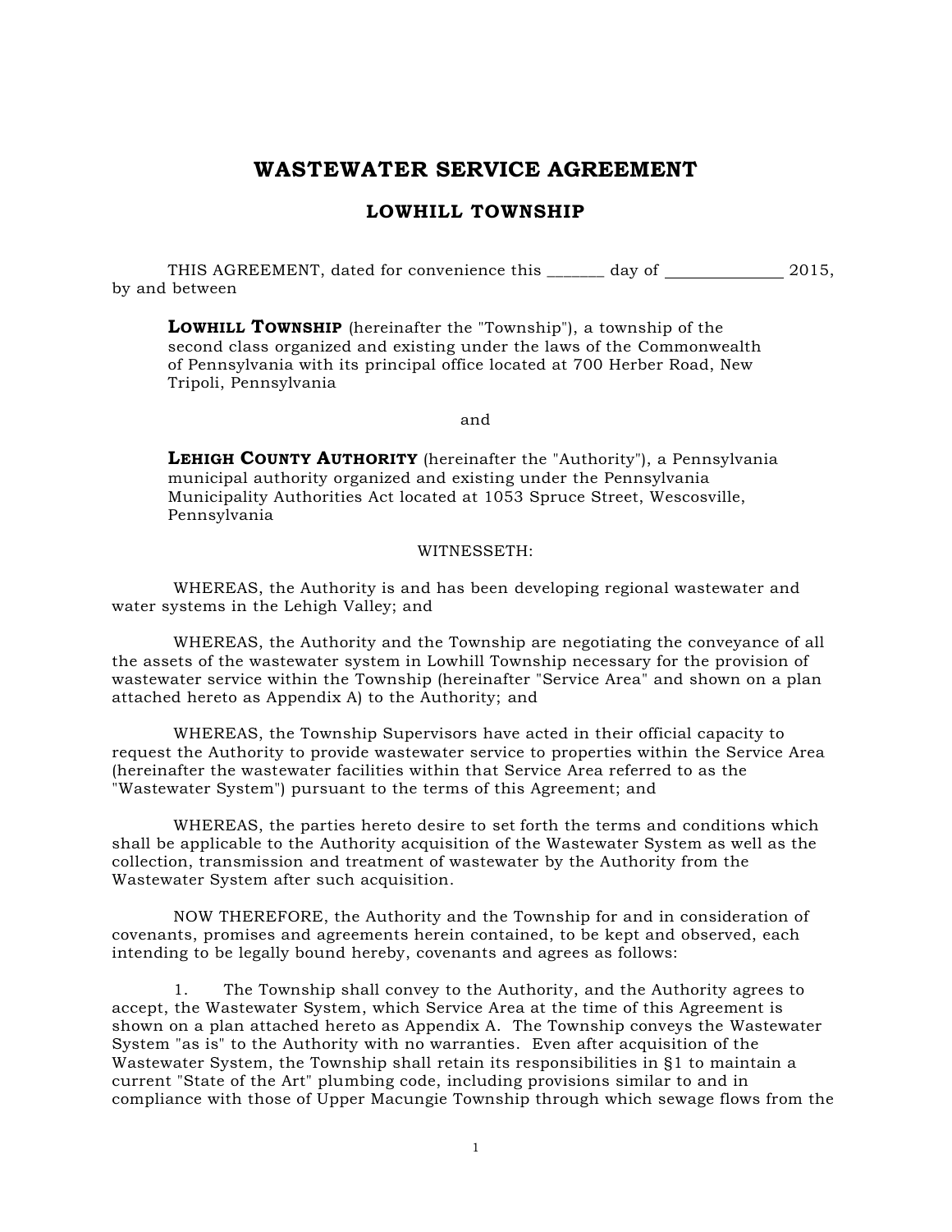# WASTEWATER SERVICE AGREEMENT

## LOWHILL TOWNSHIP

THIS AGREEMENT, dated for convenience this _______ day of ______________ 2015, by and between

> **LOWHILL TOWNSHIP** (hereinafter the "Township"), a township of the second class organized and existing under the laws of the Commonwealth of Pennsylvania with its principal office located at 700 Herber Road, New Tripoli, Pennsylvania

and

> **LEHIGH COUNTY AUTHORITY** (hereinafter the "Authority"), a Pennsylvania municipal authority organized and existing under the Pennsylvania Municipality Authorities Act located at 1053 Spruce Street, Wescosville, Pennsylvania

WITNESSETH:

WHEREAS, the Authority is and has been developing regional wastewater and water systems in the Lehigh Valley; and

WHEREAS, the Authority and the Township are negotiating the conveyance of all the assets of the wastewater system in Lowhill Township necessary for the provision of wastewater service within the Township (hereinafter "Service Area" and shown on a plan attached hereto as Appendix A) to the Authority; and

WHEREAS, the Township Supervisors have acted in their official capacity to request the Authority to provide wastewater service to properties within the Service Area (hereinafter the wastewater facilities within that Service Area referred to as the "Wastewater System") pursuant to the terms of this Agreement; and

WHEREAS, the parties hereto desire to set forth the terms and conditions which shall be applicable to the Authority acquisition of the Wastewater System as well as the collection, transmission and treatment of wastewater by the Authority from the Wastewater System after such acquisition.

NOW THEREFORE, the Authority and the Township for and in consideration of covenants, promises and agreements herein contained, to be kept and observed, each intending to be legally bound hereby, covenants and agrees as follows:

1. The Township shall convey to the Authority, and the Authority agrees to accept, the Wastewater System, which Service Area at the time of this Agreement is shown on a plan attached hereto as Appendix A. The Township conveys the Wastewater System "as is" to the Authority with no warranties. Even after acquisition of the Wastewater System, the Township shall retain its responsibilities in §1 to maintain a current "State of the Art" plumbing code, including provisions similar to and in compliance with those of Upper Macungie Township through which sewage flows from the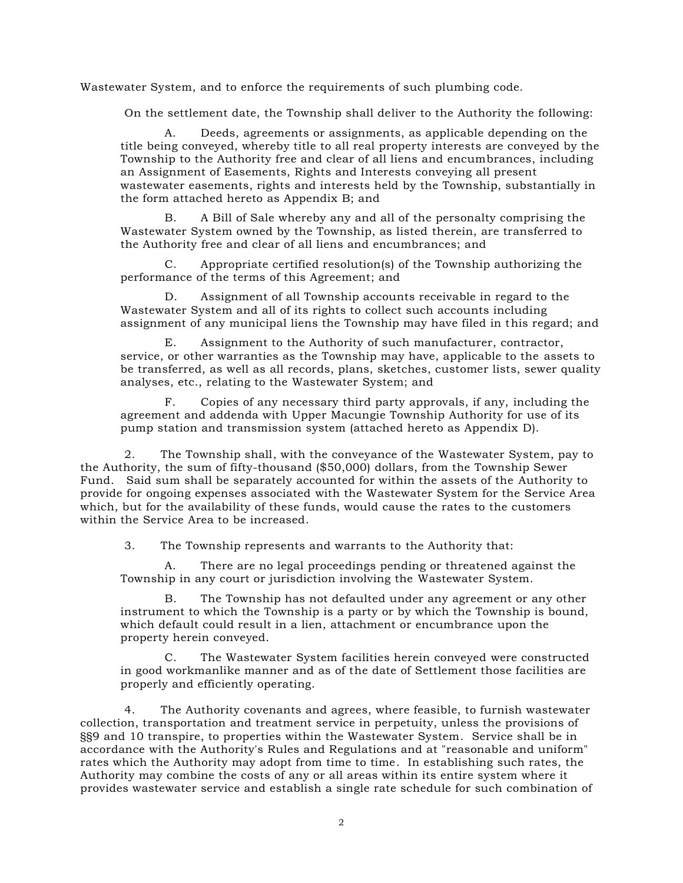Wastewater System, and to enforce the requirements of such plumbing code.

On the settlement date, the Township shall deliver to the Authority the following:

A. Deeds, agreements or assignments, as applicable depending on the title being conveyed, whereby title to all real property interests are conveyed by the Township to the Authority free and clear of all liens and encumbrances, including an Assignment of Easements, Rights and Interests conveying all present wastewater easements, rights and interests held by the Township, substantially in the form attached hereto as Appendix B; and

B. A Bill of Sale whereby any and all of the personalty comprising the Wastewater System owned by the Township, as listed therein, are transferred to the Authority free and clear of all liens and encumbrances; and

C. Appropriate certified resolution(s) of the Township authorizing the performance of the terms of this Agreement; and

D. Assignment of all Township accounts receivable in regard to the Wastewater System and all of its rights to collect such accounts including assignment of any municipal liens the Township may have filed in this regard; and

E. Assignment to the Authority of such manufacturer, contractor, service, or other warranties as the Township may have, applicable to the assets to be transferred, as well as all records, plans, sketches, customer lists, sewer quality analyses, etc., relating to the Wastewater System; and

F. Copies of any necessary third party approvals, if any, including the agreement and addenda with Upper Macungie Township Authority for use of its pump station and transmission system (attached hereto as Appendix D).

2. The Township shall, with the conveyance of the Wastewater System, pay to the Authority, the sum of fifty-thousand ($50,000) dollars, from the Township Sewer Fund. Said sum shall be separately accounted for within the assets of the Authority to provide for ongoing expenses associated with the Wastewater System for the Service Area which, but for the availability of these funds, would cause the rates to the customers within the Service Area to be increased.

3. The Township represents and warrants to the Authority that:

A. There are no legal proceedings pending or threatened against the Township in any court or jurisdiction involving the Wastewater System.

B. The Township has not defaulted under any agreement or any other instrument to which the Township is a party or by which the Township is bound, which default could result in a lien, attachment or encumbrance upon the property herein conveyed.

C. The Wastewater System facilities herein conveyed were constructed in good workmanlike manner and as of the date of Settlement those facilities are properly and efficiently operating.

4. The Authority covenants and agrees, where feasible, to furnish wastewater collection, transportation and treatment service in perpetuity, unless the provisions of §§9 and 10 transpire, to properties within the Wastewater System. Service shall be in accordance with the Authority's Rules and Regulations and at "reasonable and uniform" rates which the Authority may adopt from time to time. In establishing such rates, the Authority may combine the costs of any or all areas within its entire system where it provides wastewater service and establish a single rate schedule for such combination of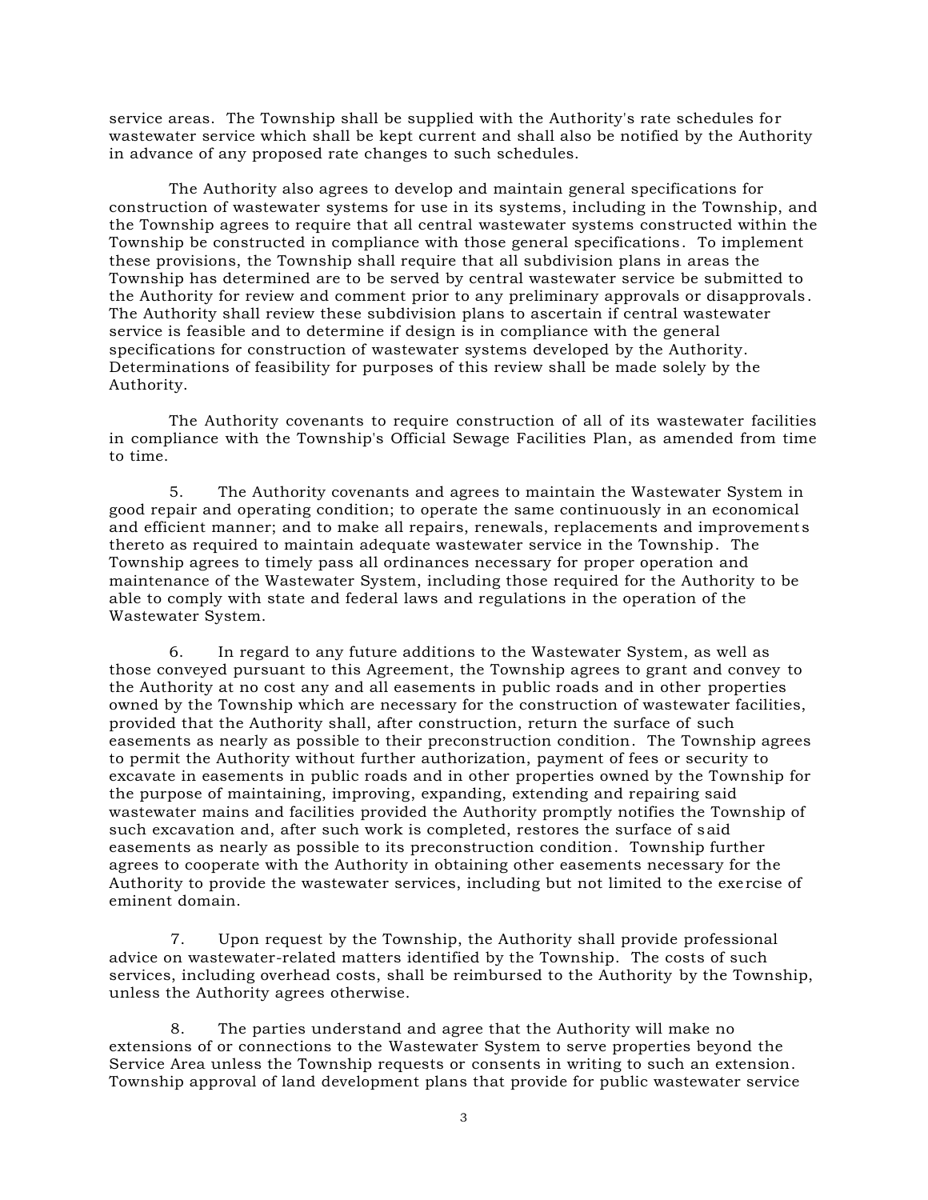service areas. The Township shall be supplied with the Authority's rate schedules for wastewater service which shall be kept current and shall also be notified by the Authority in advance of any proposed rate changes to such schedules.

The Authority also agrees to develop and maintain general specifications for construction of wastewater systems for use in its systems, including in the Township, and the Township agrees to require that all central wastewater systems constructed within the Township be constructed in compliance with those general specifications. To implement these provisions, the Township shall require that all subdivision plans in areas the Township has determined are to be served by central wastewater service be submitted to the Authority for review and comment prior to any preliminary approvals or disapprovals. The Authority shall review these subdivision plans to ascertain if central wastewater service is feasible and to determine if design is in compliance with the general specifications for construction of wastewater systems developed by the Authority. Determinations of feasibility for purposes of this review shall be made solely by the Authority.

The Authority covenants to require construction of all of its wastewater facilities in compliance with the Township's Official Sewage Facilities Plan, as amended from time to time.

5. The Authority covenants and agrees to maintain the Wastewater System in good repair and operating condition; to operate the same continuously in an economical and efficient manner; and to make all repairs, renewals, replacements and improvements thereto as required to maintain adequate wastewater service in the Township. The Township agrees to timely pass all ordinances necessary for proper operation and maintenance of the Wastewater System, including those required for the Authority to be able to comply with state and federal laws and regulations in the operation of the Wastewater System.

6. In regard to any future additions to the Wastewater System, as well as those conveyed pursuant to this Agreement, the Township agrees to grant and convey to the Authority at no cost any and all easements in public roads and in other properties owned by the Township which are necessary for the construction of wastewater facilities, provided that the Authority shall, after construction, return the surface of such easements as nearly as possible to their preconstruction condition. The Township agrees to permit the Authority without further authorization, payment of fees or security to excavate in easements in public roads and in other properties owned by the Township for the purpose of maintaining, improving, expanding, extending and repairing said wastewater mains and facilities provided the Authority promptly notifies the Township of such excavation and, after such work is completed, restores the surface of said easements as nearly as possible to its preconstruction condition. Township further agrees to cooperate with the Authority in obtaining other easements necessary for the Authority to provide the wastewater services, including but not limited to the exercise of eminent domain.

7. Upon request by the Township, the Authority shall provide professional advice on wastewater-related matters identified by the Township. The costs of such services, including overhead costs, shall be reimbursed to the Authority by the Township, unless the Authority agrees otherwise.

8. The parties understand and agree that the Authority will make no extensions of or connections to the Wastewater System to serve properties beyond the Service Area unless the Township requests or consents in writing to such an extension. Township approval of land development plans that provide for public wastewater service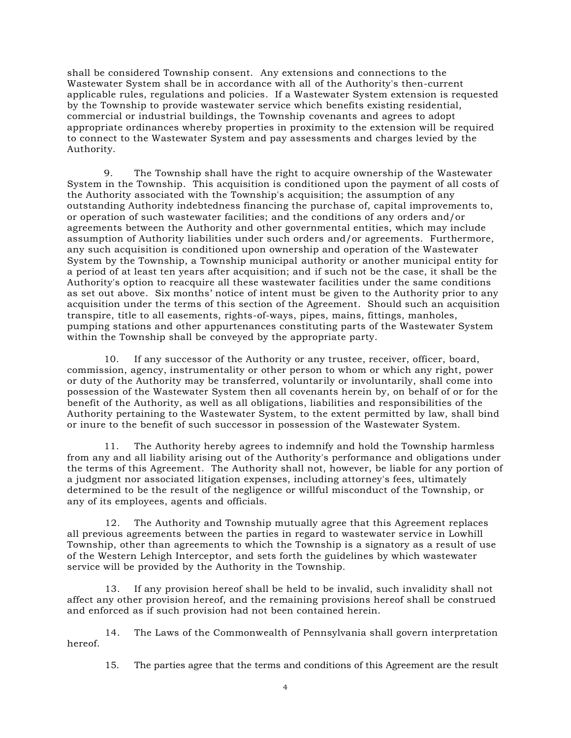shall be considered Township consent. Any extensions and connections to the Wastewater System shall be in accordance with all of the Authority's then-current applicable rules, regulations and policies. If a Wastewater System extension is requested by the Township to provide wastewater service which benefits existing residential, commercial or industrial buildings, the Township covenants and agrees to adopt appropriate ordinances whereby properties in proximity to the extension will be required to connect to the Wastewater System and pay assessments and charges levied by the Authority.

9. The Township shall have the right to acquire ownership of the Wastewater System in the Township. This acquisition is conditioned upon the payment of all costs of the Authority associated with the Township's acquisition; the assumption of any outstanding Authority indebtedness financing the purchase of, capital improvements to, or operation of such wastewater facilities; and the conditions of any orders and/or agreements between the Authority and other governmental entities, which may include assumption of Authority liabilities under such orders and/or agreements. Furthermore, any such acquisition is conditioned upon ownership and operation of the Wastewater System by the Township, a Township municipal authority or another municipal entity for a period of at least ten years after acquisition; and if such not be the case, it shall be the Authority's option to reacquire all these wastewater facilities under the same conditions as set out above. Six months' notice of intent must be given to the Authority prior to any acquisition under the terms of this section of the Agreement. Should such an acquisition transpire, title to all easements, rights-of-ways, pipes, mains, fittings, manholes, pumping stations and other appurtenances constituting parts of the Wastewater System within the Township shall be conveyed by the appropriate party.

10. If any successor of the Authority or any trustee, receiver, officer, board, commission, agency, instrumentality or other person to whom or which any right, power or duty of the Authority may be transferred, voluntarily or involuntarily, shall come into possession of the Wastewater System then all covenants herein by, on behalf of or for the benefit of the Authority, as well as all obligations, liabilities and responsibilities of the Authority pertaining to the Wastewater System, to the extent permitted by law, shall bind or inure to the benefit of such successor in possession of the Wastewater System.

11. The Authority hereby agrees to indemnify and hold the Township harmless from any and all liability arising out of the Authority's performance and obligations under the terms of this Agreement. The Authority shall not, however, be liable for any portion of a judgment nor associated litigation expenses, including attorney's fees, ultimately determined to be the result of the negligence or willful misconduct of the Township, or any of its employees, agents and officials.

12. The Authority and Township mutually agree that this Agreement replaces all previous agreements between the parties in regard to wastewater service in Lowhill Township, other than agreements to which the Township is a signatory as a result of use of the Western Lehigh Interceptor, and sets forth the guidelines by which wastewater service will be provided by the Authority in the Township.

13. If any provision hereof shall be held to be invalid, such invalidity shall not affect any other provision hereof, and the remaining provisions hereof shall be construed and enforced as if such provision had not been contained herein.

14. The Laws of the Commonwealth of Pennsylvania shall govern interpretation hereof.

15. The parties agree that the terms and conditions of this Agreement are the result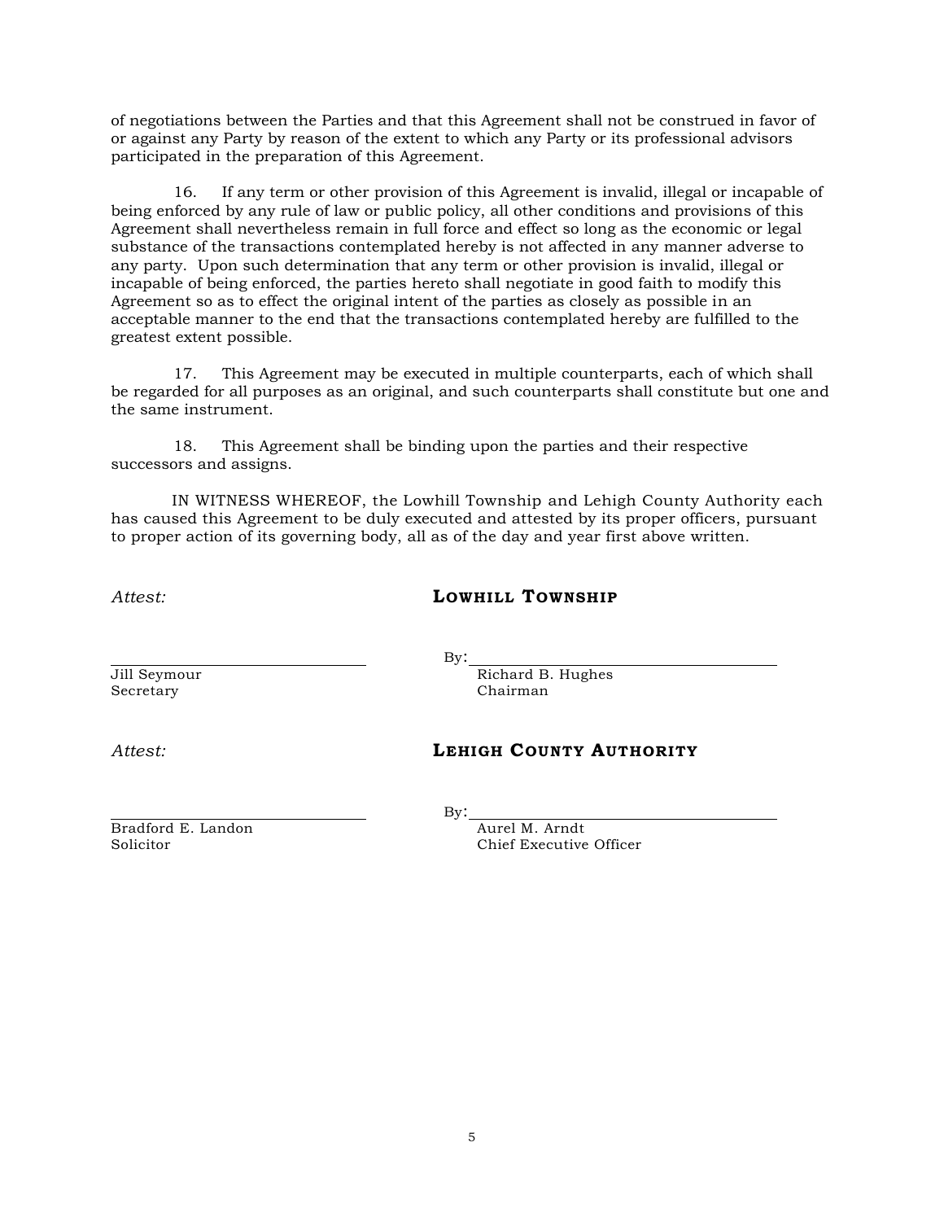of negotiations between the Parties and that this Agreement shall not be construed in favor of or against any Party by reason of the extent to which any Party or its professional advisors participated in the preparation of this Agreement.

16. If any term or other provision of this Agreement is invalid, illegal or incapable of being enforced by any rule of law or public policy, all other conditions and provisions of this Agreement shall nevertheless remain in full force and effect so long as the economic or legal substance of the transactions contemplated hereby is not affected in any manner adverse to any party. Upon such determination that any term or other provision is invalid, illegal or incapable of being enforced, the parties hereto shall negotiate in good faith to modify this Agreement so as to effect the original intent of the parties as closely as possible in an acceptable manner to the end that the transactions contemplated hereby are fulfilled to the greatest extent possible.

17. This Agreement may be executed in multiple counterparts, each of which shall be regarded for all purposes as an original, and such counterparts shall constitute but one and the same instrument.

18. This Agreement shall be binding upon the parties and their respective successors and assigns.

IN WITNESS WHEREOF, the Lowhill Township and Lehigh County Authority each has caused this Agreement to be duly executed and attested by its proper officers, pursuant to proper action of its governing body, all as of the day and year first above written.

*Attest:*

**LOWHILL TOWNSHIP**

\_\_\_\_\_\_\_\_\_\_\_\_\_\_\_\_\_\_\_\_\_\_\_\_\_\_\_\_
Jill Seymour
Secretary

By: \_\_\_\_\_\_\_\_\_\_\_\_\_\_\_\_\_\_\_\_\_\_\_\_\_\_\_\_
Richard B. Hughes
Chairman

*Attest:*

**LEHIGH COUNTY AUTHORITY**

\_\_\_\_\_\_\_\_\_\_\_\_\_\_\_\_\_\_\_\_\_\_\_\_\_\_\_\_
Bradford E. Landon
Solicitor

By: \_\_\_\_\_\_\_\_\_\_\_\_\_\_\_\_\_\_\_\_\_\_\_\_\_\_\_\_
Aurel M. Arndt
Chief Executive Officer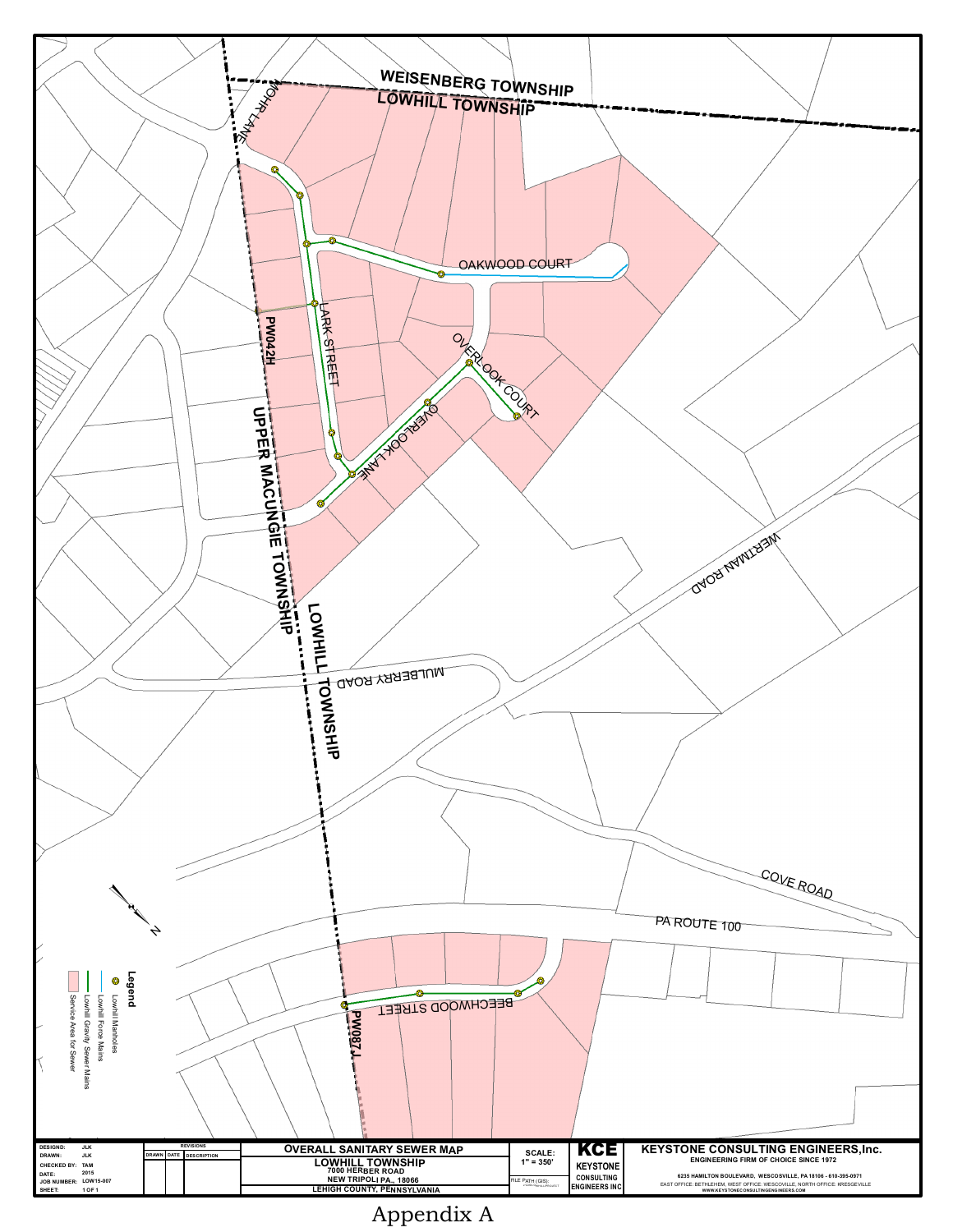WEISENBERG TOWNSHIP

LOWHILL TOWNSHIP

MOHR LANE

OAKWOOD COURT

LARK STREET

PW042H

OVERLOOK COURT

OVERLOOK LANE

UPPER MACUNGIE TOWNSHIP

LOWHILL TOWNSHIP

WERTMAN ROAD

MULBERRY ROAD

COVE ROAD

PA ROUTE 100

BEECHWOOD STREET

PW087J

N

**Legend**

- Lowhill Manholes
- Lowhill Force Mains
- Lowhill Gravity Sewer Mains
- Service Area for Sewer

| | | | |
|---|---|---|---|
| DESIGND: | JLK | | |
| DRAWN: | JLK | | |
| CHECKED BY: | TAM | | |
| DATE: | 2015 | | |
| JOB NUMBER: | LOW15-007 | | |
| SHEET: | 1 OF 1 | | |

REVISIONS

| DRAWN | DATE | DESCRIPTION |
|---|---|---|
| | | |

**OVERALL SANITARY SEWER MAP**

**LOWHILL TOWNSHIP**
**7000 HERBER ROAD**
**NEW TRIPOLI PA., 18066**
**LEHIGH COUNTY, PENNSYLVANIA**

SCALE: 1" = 350'

FILE PATH (GIS):

KCE KEYSTONE CONSULTING ENGINEERS INC

**KEYSTONE CONSULTING ENGINEERS, Inc.**

ENGINEERING FIRM OF CHOICE SINCE 1972

6235 HAMILTON BOULEVARD, WESCOSVILLE, PA 18106 - 610-395-0971

EAST OFFICE: BETHLEHEM, WEST OFFICE: WESCOVILLE, NORTH OFFICE: KRESGEVILLE

WWW.KEYSTONECONSULTINGENGINEERS.COM

Appendix A